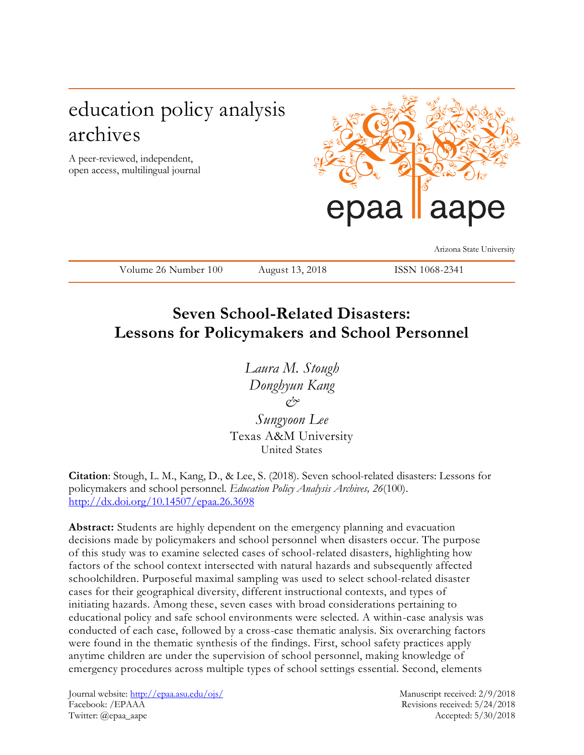education policy analysis archives

A peer-reviewed, independent, open access, multilingual journal

epaa aape

Arizona State University

Volume 26 Number 100 August 13, 2018 ISSN 1068-2341

# Seven School-Related Disasters: Lessons for Policymakers and School Personnel

*Laura M. Stough*
*Donghyun Kang*
*&*
*Sungyoon Lee*
Texas A&M University
United States

**Citation**: Stough, L. M., Kang, D., & Lee, S. (2018). Seven school-related disasters: Lessons for policymakers and school personnel. *Education Policy Analysis Archives, 26*(100). http://dx.doi.org/10.14507/epaa.26.3698

**Abstract:** Students are highly dependent on the emergency planning and evacuation decisions made by policymakers and school personnel when disasters occur. The purpose of this study was to examine selected cases of school-related disasters, highlighting how factors of the school context intersected with natural hazards and subsequently affected schoolchildren. Purposeful maximal sampling was used to select school-related disaster cases for their geographical diversity, different instructional contexts, and types of initiating hazards. Among these, seven cases with broad considerations pertaining to educational policy and safe school environments were selected. A within-case analysis was conducted of each case, followed by a cross-case thematic analysis. Six overarching factors were found in the thematic synthesis of the findings. First, school safety practices apply anytime children are under the supervision of school personnel, making knowledge of emergency procedures across multiple types of school settings essential. Second, elements

Journal website: http://epaa.asu.edu/ojs/
Facebook: /EPAA
Twitter: @epaa_aape

Manuscript received: 2/9/2018
Revisions received: 5/24/2018
Accepted: 5/30/2018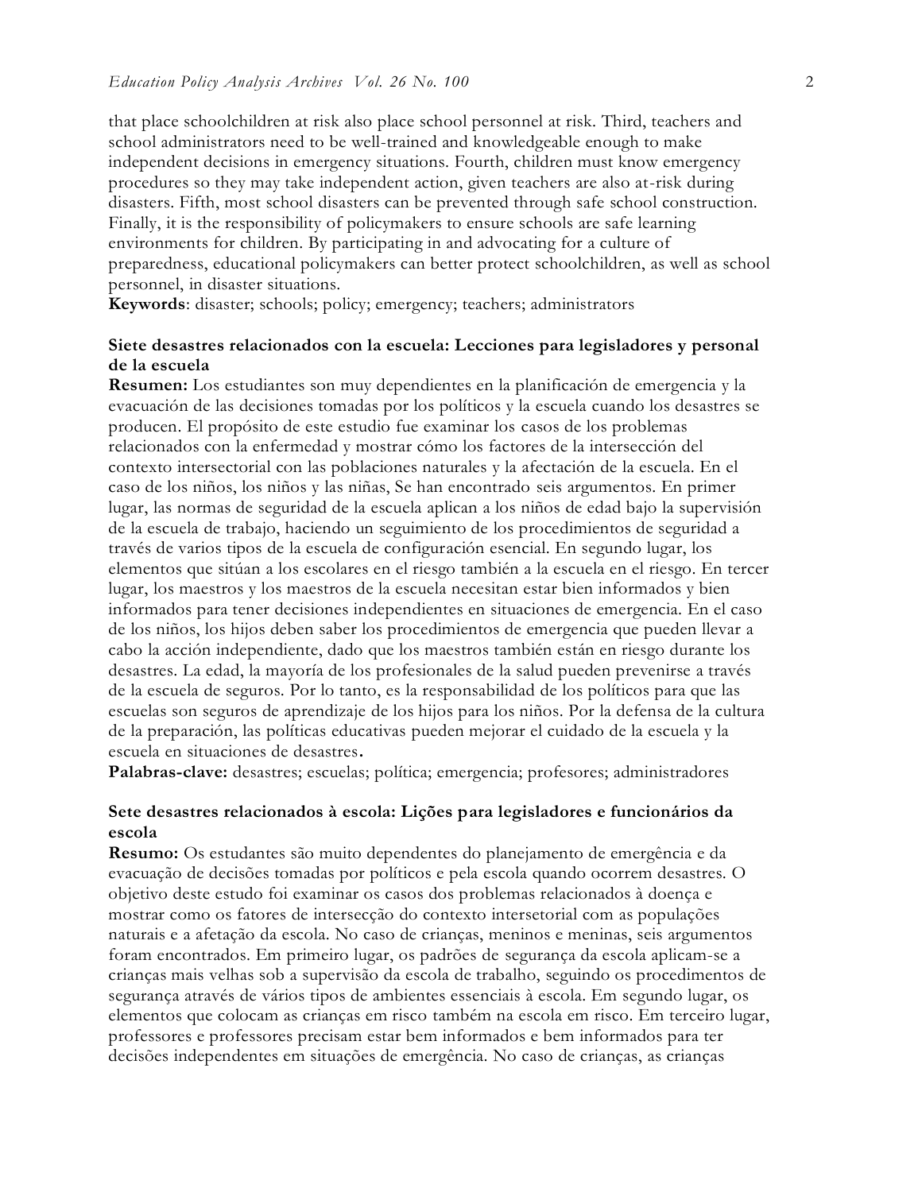that place schoolchildren at risk also place school personnel at risk. Third, teachers and school administrators need to be well-trained and knowledgeable enough to make independent decisions in emergency situations. Fourth, children must know emergency procedures so they may take independent action, given teachers are also at-risk during disasters. Fifth, most school disasters can be prevented through safe school construction. Finally, it is the responsibility of policymakers to ensure schools are safe learning environments for children. By participating in and advocating for a culture of preparedness, educational policymakers can better protect schoolchildren, as well as school personnel, in disaster situations.
**Keywords**: disaster; schools; policy; emergency; teachers; administrators

## Siete desastres relacionados con la escuela: Lecciones para legisladores y personal de la escuela

**Resumen:** Los estudiantes son muy dependientes en la planificación de emergencia y la evacuación de las decisiones tomadas por los políticos y la escuela cuando los desastres se producen. El propósito de este estudio fue examinar los casos de los problemas relacionados con la enfermedad y mostrar cómo los factores de la intersección del contexto intersectorial con las poblaciones naturales y la afectación de la escuela. En el caso de los niños, los niños y las niñas, Se han encontrado seis argumentos. En primer lugar, las normas de seguridad de la escuela aplican a los niños de edad bajo la supervisión de la escuela de trabajo, haciendo un seguimiento de los procedimientos de seguridad a través de varios tipos de la escuela de configuración esencial. En segundo lugar, los elementos que sitúan a los escolares en el riesgo también a la escuela en el riesgo. En tercer lugar, los maestros y los maestros de la escuela necesitan estar bien informados y bien informados para tener decisiones independientes en situaciones de emergencia. En el caso de los niños, los hijos deben saber los procedimientos de emergencia que pueden llevar a cabo la acción independiente, dado que los maestros también están en riesgo durante los desastres. La edad, la mayoría de los profesionales de la salud pueden prevenirse a través de la escuela de seguros. Por lo tanto, es la responsabilidad de los políticos para que las escuelas son seguros de aprendizaje de los hijos para los niños. Por la defensa de la cultura de la preparación, las políticas educativas pueden mejorar el cuidado de la escuela y la escuela en situaciones de desastres.
**Palabras-clave:** desastres; escuelas; política; emergencia; profesores; administradores

## Sete desastres relacionados à escola: Lições para legisladores e funcionários da escola

**Resumo:** Os estudantes são muito dependentes do planejamento de emergência e da evacuação de decisões tomadas por políticos e pela escola quando ocorrem desastres. O objetivo deste estudo foi examinar os casos dos problemas relacionados à doença e mostrar como os fatores de intersecção do contexto intersetorial com as populações naturais e a afetação da escola. No caso de crianças, meninos e meninas, seis argumentos foram encontrados. Em primeiro lugar, os padrões de segurança da escola aplicam-se a crianças mais velhas sob a supervisão da escola de trabalho, seguindo os procedimentos de segurança através de vários tipos de ambientes essenciais à escola. Em segundo lugar, os elementos que colocam as crianças em risco também na escola em risco. Em terceiro lugar, professores e professores precisam estar bem informados e bem informados para ter decisões independentes em situações de emergência. No caso de crianças, as crianças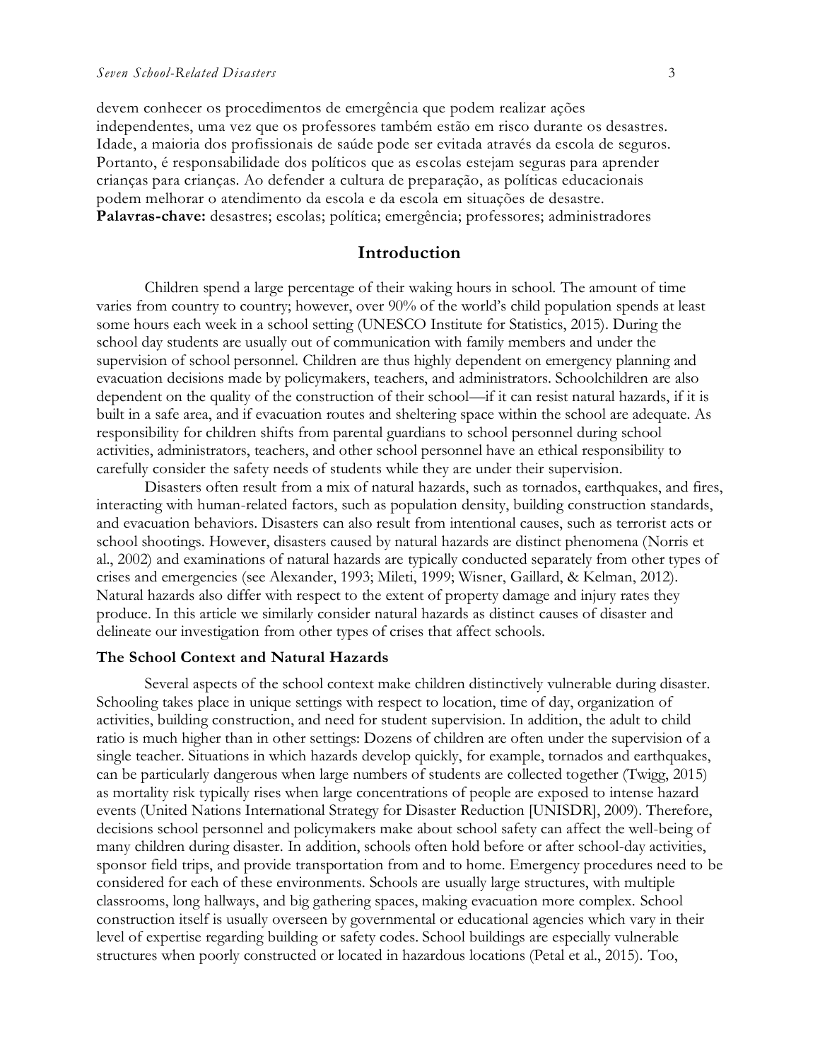devem conhecer os procedimentos de emergência que podem realizar ações independentes, uma vez que os professores também estão em risco durante os desastres. Idade, a maioria dos profissionais de saúde pode ser evitada através da escola de seguros. Portanto, é responsabilidade dos políticos que as escolas estejam seguras para aprender crianças para crianças. Ao defender a cultura de preparação, as políticas educacionais podem melhorar o atendimento da escola e da escola em situações de desastre.
**Palavras-chave:** desastres; escolas; política; emergência; professores; administradores

## Introduction

Children spend a large percentage of their waking hours in school. The amount of time varies from country to country; however, over 90% of the world's child population spends at least some hours each week in a school setting (UNESCO Institute for Statistics, 2015). During the school day students are usually out of communication with family members and under the supervision of school personnel. Children are thus highly dependent on emergency planning and evacuation decisions made by policymakers, teachers, and administrators. Schoolchildren are also dependent on the quality of the construction of their school—if it can resist natural hazards, if it is built in a safe area, and if evacuation routes and sheltering space within the school are adequate. As responsibility for children shifts from parental guardians to school personnel during school activities, administrators, teachers, and other school personnel have an ethical responsibility to carefully consider the safety needs of students while they are under their supervision.

Disasters often result from a mix of natural hazards, such as tornados, earthquakes, and fires, interacting with human-related factors, such as population density, building construction standards, and evacuation behaviors. Disasters can also result from intentional causes, such as terrorist acts or school shootings. However, disasters caused by natural hazards are distinct phenomena (Norris et al., 2002) and examinations of natural hazards are typically conducted separately from other types of crises and emergencies (see Alexander, 1993; Mileti, 1999; Wisner, Gaillard, & Kelman, 2012). Natural hazards also differ with respect to the extent of property damage and injury rates they produce. In this article we similarly consider natural hazards as distinct causes of disaster and delineate our investigation from other types of crises that affect schools.

### The School Context and Natural Hazards

Several aspects of the school context make children distinctively vulnerable during disaster. Schooling takes place in unique settings with respect to location, time of day, organization of activities, building construction, and need for student supervision. In addition, the adult to child ratio is much higher than in other settings: Dozens of children are often under the supervision of a single teacher. Situations in which hazards develop quickly, for example, tornados and earthquakes, can be particularly dangerous when large numbers of students are collected together (Twigg, 2015) as mortality risk typically rises when large concentrations of people are exposed to intense hazard events (United Nations International Strategy for Disaster Reduction [UNISDR], 2009). Therefore, decisions school personnel and policymakers make about school safety can affect the well-being of many children during disaster. In addition, schools often hold before or after school-day activities, sponsor field trips, and provide transportation from and to home. Emergency procedures need to be considered for each of these environments. Schools are usually large structures, with multiple classrooms, long hallways, and big gathering spaces, making evacuation more complex. School construction itself is usually overseen by governmental or educational agencies which vary in their level of expertise regarding building or safety codes. School buildings are especially vulnerable structures when poorly constructed or located in hazardous locations (Petal et al., 2015). Too,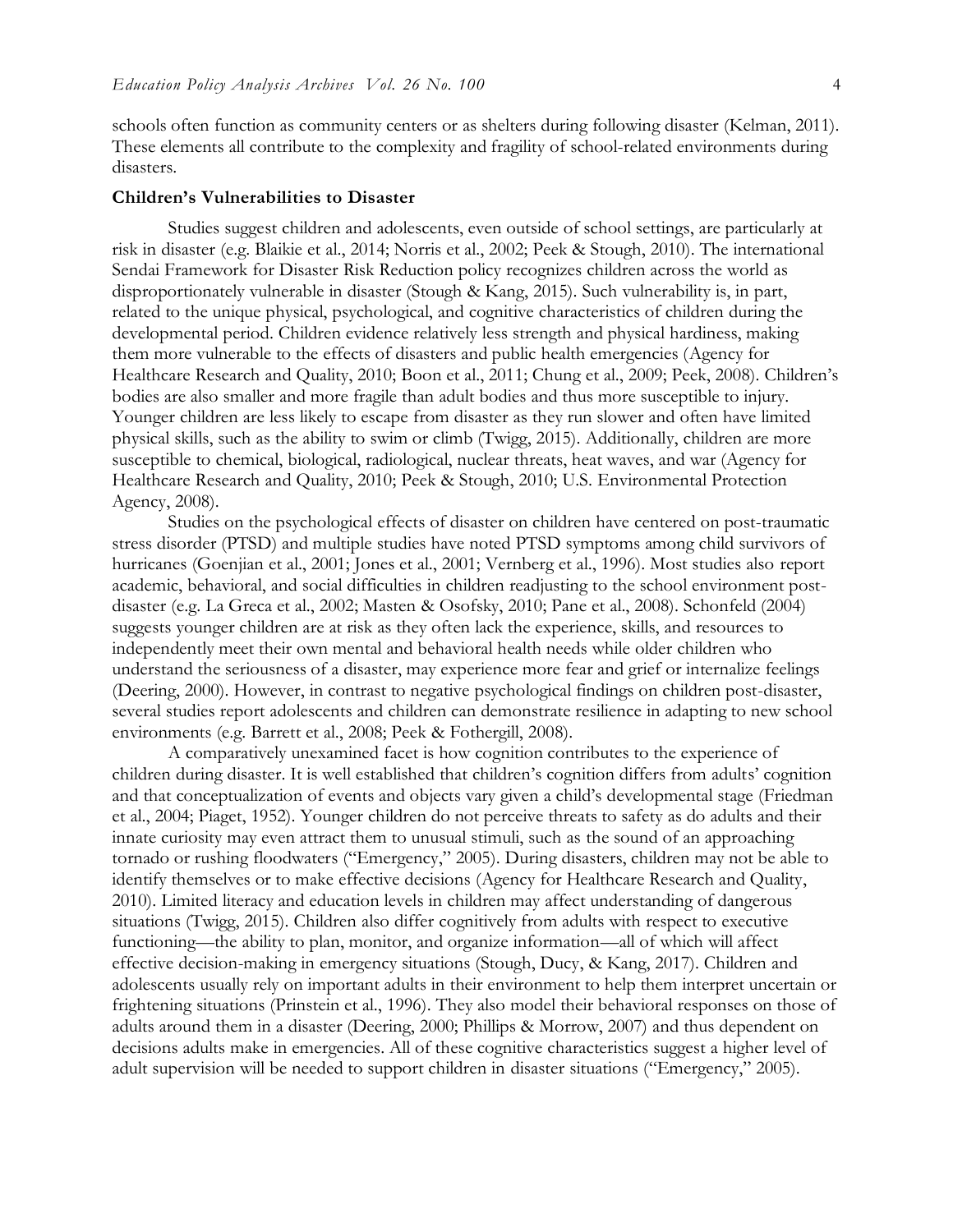schools often function as community centers or as shelters during following disaster (Kelman, 2011). These elements all contribute to the complexity and fragility of school-related environments during disasters.

### Children's Vulnerabilities to Disaster

Studies suggest children and adolescents, even outside of school settings, are particularly at risk in disaster (e.g. Blaikie et al., 2014; Norris et al., 2002; Peek & Stough, 2010). The international Sendai Framework for Disaster Risk Reduction policy recognizes children across the world as disproportionately vulnerable in disaster (Stough & Kang, 2015). Such vulnerability is, in part, related to the unique physical, psychological, and cognitive characteristics of children during the developmental period. Children evidence relatively less strength and physical hardiness, making them more vulnerable to the effects of disasters and public health emergencies (Agency for Healthcare Research and Quality, 2010; Boon et al., 2011; Chung et al., 2009; Peek, 2008). Children's bodies are also smaller and more fragile than adult bodies and thus more susceptible to injury. Younger children are less likely to escape from disaster as they run slower and often have limited physical skills, such as the ability to swim or climb (Twigg, 2015). Additionally, children are more susceptible to chemical, biological, radiological, nuclear threats, heat waves, and war (Agency for Healthcare Research and Quality, 2010; Peek & Stough, 2010; U.S. Environmental Protection Agency, 2008).

Studies on the psychological effects of disaster on children have centered on post-traumatic stress disorder (PTSD) and multiple studies have noted PTSD symptoms among child survivors of hurricanes (Goenjian et al., 2001; Jones et al., 2001; Vernberg et al., 1996). Most studies also report academic, behavioral, and social difficulties in children readjusting to the school environment post-disaster (e.g. La Greca et al., 2002; Masten & Osofsky, 2010; Pane et al., 2008). Schonfeld (2004) suggests younger children are at risk as they often lack the experience, skills, and resources to independently meet their own mental and behavioral health needs while older children who understand the seriousness of a disaster, may experience more fear and grief or internalize feelings (Deering, 2000). However, in contrast to negative psychological findings on children post-disaster, several studies report adolescents and children can demonstrate resilience in adapting to new school environments (e.g. Barrett et al., 2008; Peek & Fothergill, 2008).

A comparatively unexamined facet is how cognition contributes to the experience of children during disaster. It is well established that children's cognition differs from adults' cognition and that conceptualization of events and objects vary given a child's developmental stage (Friedman et al., 2004; Piaget, 1952). Younger children do not perceive threats to safety as do adults and their innate curiosity may even attract them to unusual stimuli, such as the sound of an approaching tornado or rushing floodwaters ("Emergency," 2005). During disasters, children may not be able to identify themselves or to make effective decisions (Agency for Healthcare Research and Quality, 2010). Limited literacy and education levels in children may affect understanding of dangerous situations (Twigg, 2015). Children also differ cognitively from adults with respect to executive functioning—the ability to plan, monitor, and organize information—all of which will affect effective decision-making in emergency situations (Stough, Ducy, & Kang, 2017). Children and adolescents usually rely on important adults in their environment to help them interpret uncertain or frightening situations (Prinstein et al., 1996). They also model their behavioral responses on those of adults around them in a disaster (Deering, 2000; Phillips & Morrow, 2007) and thus dependent on decisions adults make in emergencies. All of these cognitive characteristics suggest a higher level of adult supervision will be needed to support children in disaster situations ("Emergency," 2005).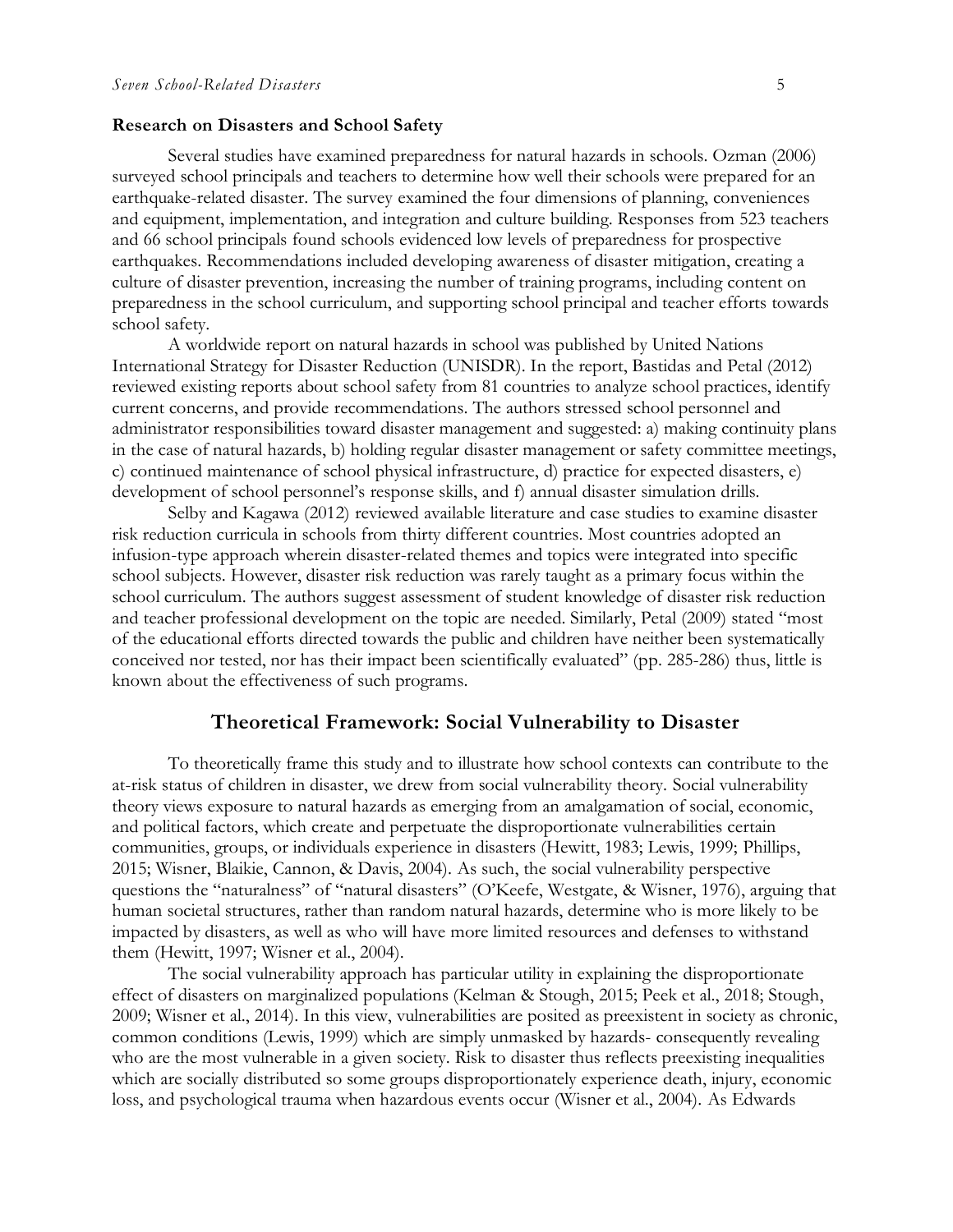### Research on Disasters and School Safety

Several studies have examined preparedness for natural hazards in schools. Ozman (2006) surveyed school principals and teachers to determine how well their schools were prepared for an earthquake-related disaster. The survey examined the four dimensions of planning, conveniences and equipment, implementation, and integration and culture building. Responses from 523 teachers and 66 school principals found schools evidenced low levels of preparedness for prospective earthquakes. Recommendations included developing awareness of disaster mitigation, creating a culture of disaster prevention, increasing the number of training programs, including content on preparedness in the school curriculum, and supporting school principal and teacher efforts towards school safety.

A worldwide report on natural hazards in school was published by United Nations International Strategy for Disaster Reduction (UNISDR). In the report, Bastidas and Petal (2012) reviewed existing reports about school safety from 81 countries to analyze school practices, identify current concerns, and provide recommendations. The authors stressed school personnel and administrator responsibilities toward disaster management and suggested: a) making continuity plans in the case of natural hazards, b) holding regular disaster management or safety committee meetings, c) continued maintenance of school physical infrastructure, d) practice for expected disasters, e) development of school personnel's response skills, and f) annual disaster simulation drills.

Selby and Kagawa (2012) reviewed available literature and case studies to examine disaster risk reduction curricula in schools from thirty different countries. Most countries adopted an infusion-type approach wherein disaster-related themes and topics were integrated into specific school subjects. However, disaster risk reduction was rarely taught as a primary focus within the school curriculum. The authors suggest assessment of student knowledge of disaster risk reduction and teacher professional development on the topic are needed. Similarly, Petal (2009) stated "most of the educational efforts directed towards the public and children have neither been systematically conceived nor tested, nor has their impact been scientifically evaluated" (pp. 285-286) thus, little is known about the effectiveness of such programs.

## Theoretical Framework: Social Vulnerability to Disaster

To theoretically frame this study and to illustrate how school contexts can contribute to the at-risk status of children in disaster, we drew from social vulnerability theory. Social vulnerability theory views exposure to natural hazards as emerging from an amalgamation of social, economic, and political factors, which create and perpetuate the disproportionate vulnerabilities certain communities, groups, or individuals experience in disasters (Hewitt, 1983; Lewis, 1999; Phillips, 2015; Wisner, Blaikie, Cannon, & Davis, 2004). As such, the social vulnerability perspective questions the "naturalness" of "natural disasters" (O'Keefe, Westgate, & Wisner, 1976), arguing that human societal structures, rather than random natural hazards, determine who is more likely to be impacted by disasters, as well as who will have more limited resources and defenses to withstand them (Hewitt, 1997; Wisner et al., 2004).

The social vulnerability approach has particular utility in explaining the disproportionate effect of disasters on marginalized populations (Kelman & Stough, 2015; Peek et al., 2018; Stough, 2009; Wisner et al., 2014). In this view, vulnerabilities are posited as preexistent in society as chronic, common conditions (Lewis, 1999) which are simply unmasked by hazards- consequently revealing who are the most vulnerable in a given society. Risk to disaster thus reflects preexisting inequalities which are socially distributed so some groups disproportionately experience death, injury, economic loss, and psychological trauma when hazardous events occur (Wisner et al., 2004). As Edwards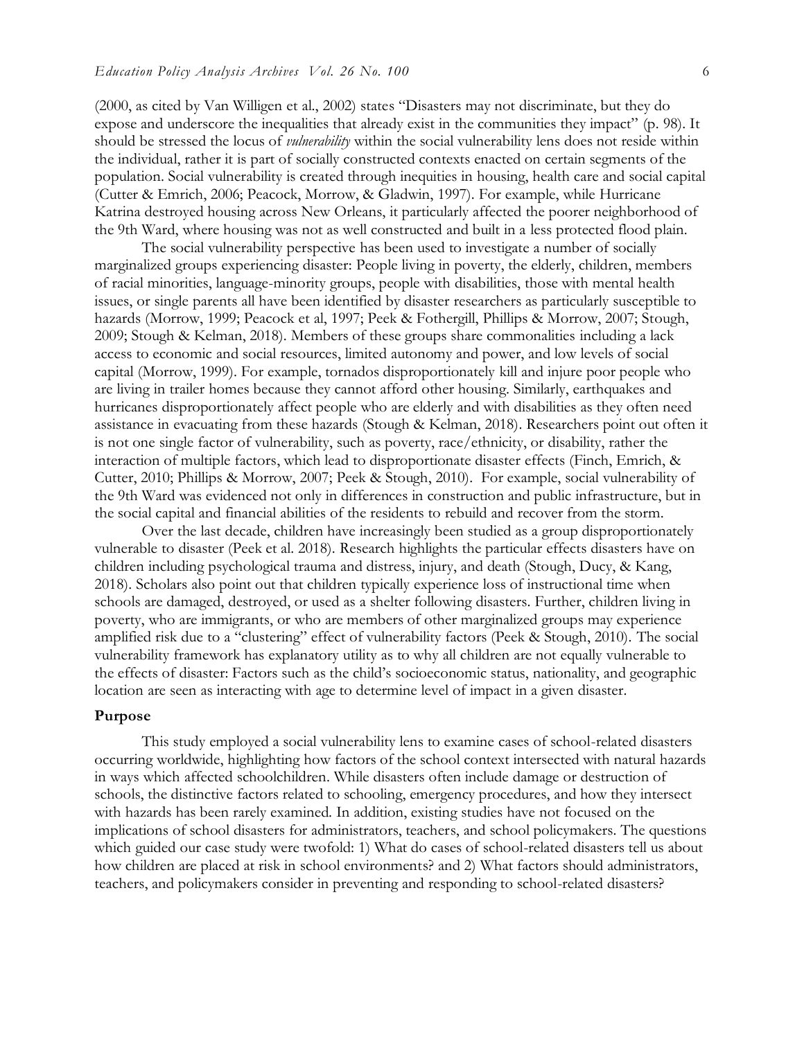(2000, as cited by Van Willigen et al., 2002) states "Disasters may not discriminate, but they do expose and underscore the inequalities that already exist in the communities they impact" (p. 98). It should be stressed the locus of *vulnerability* within the social vulnerability lens does not reside within the individual, rather it is part of socially constructed contexts enacted on certain segments of the population. Social vulnerability is created through inequities in housing, health care and social capital (Cutter & Emrich, 2006; Peacock, Morrow, & Gladwin, 1997). For example, while Hurricane Katrina destroyed housing across New Orleans, it particularly affected the poorer neighborhood of the 9th Ward, where housing was not as well constructed and built in a less protected flood plain.

The social vulnerability perspective has been used to investigate a number of socially marginalized groups experiencing disaster: People living in poverty, the elderly, children, members of racial minorities, language-minority groups, people with disabilities, those with mental health issues, or single parents all have been identified by disaster researchers as particularly susceptible to hazards (Morrow, 1999; Peacock et al, 1997; Peek & Fothergill, Phillips & Morrow, 2007; Stough, 2009; Stough & Kelman, 2018). Members of these groups share commonalities including a lack access to economic and social resources, limited autonomy and power, and low levels of social capital (Morrow, 1999). For example, tornados disproportionately kill and injure poor people who are living in trailer homes because they cannot afford other housing. Similarly, earthquakes and hurricanes disproportionately affect people who are elderly and with disabilities as they often need assistance in evacuating from these hazards (Stough & Kelman, 2018). Researchers point out often it is not one single factor of vulnerability, such as poverty, race/ethnicity, or disability, rather the interaction of multiple factors, which lead to disproportionate disaster effects (Finch, Emrich, & Cutter, 2010; Phillips & Morrow, 2007; Peek & Stough, 2010). For example, social vulnerability of the 9th Ward was evidenced not only in differences in construction and public infrastructure, but in the social capital and financial abilities of the residents to rebuild and recover from the storm.

Over the last decade, children have increasingly been studied as a group disproportionately vulnerable to disaster (Peek et al. 2018). Research highlights the particular effects disasters have on children including psychological trauma and distress, injury, and death (Stough, Ducy, & Kang, 2018). Scholars also point out that children typically experience loss of instructional time when schools are damaged, destroyed, or used as a shelter following disasters. Further, children living in poverty, who are immigrants, or who are members of other marginalized groups may experience amplified risk due to a "clustering" effect of vulnerability factors (Peek & Stough, 2010). The social vulnerability framework has explanatory utility as to why all children are not equally vulnerable to the effects of disaster: Factors such as the child's socioeconomic status, nationality, and geographic location are seen as interacting with age to determine level of impact in a given disaster.

## Purpose

This study employed a social vulnerability lens to examine cases of school-related disasters occurring worldwide, highlighting how factors of the school context intersected with natural hazards in ways which affected schoolchildren. While disasters often include damage or destruction of schools, the distinctive factors related to schooling, emergency procedures, and how they intersect with hazards has been rarely examined. In addition, existing studies have not focused on the implications of school disasters for administrators, teachers, and school policymakers. The questions which guided our case study were twofold: 1) What do cases of school-related disasters tell us about how children are placed at risk in school environments? and 2) What factors should administrators, teachers, and policymakers consider in preventing and responding to school-related disasters?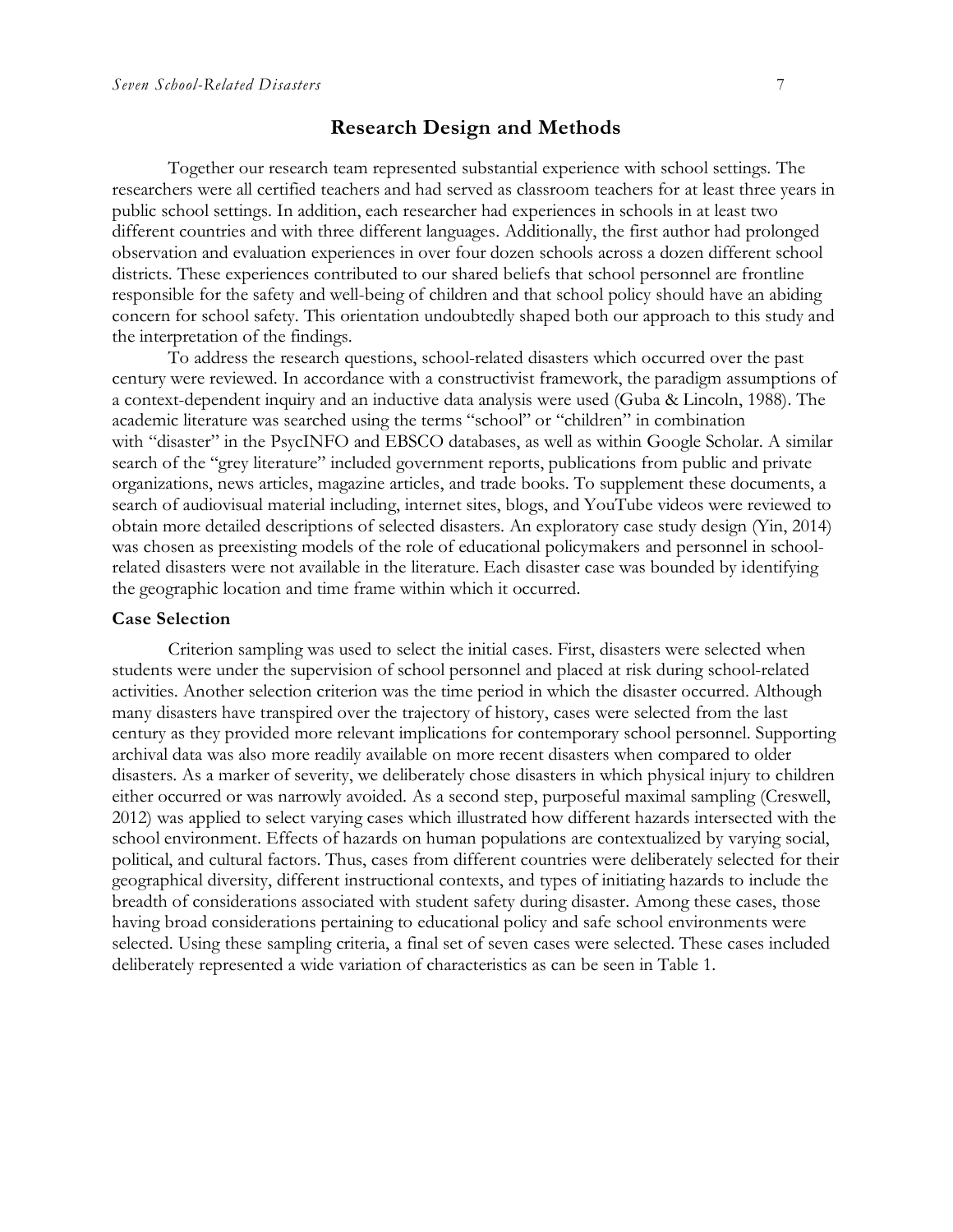## Research Design and Methods

Together our research team represented substantial experience with school settings. The researchers were all certified teachers and had served as classroom teachers for at least three years in public school settings. In addition, each researcher had experiences in schools in at least two different countries and with three different languages. Additionally, the first author had prolonged observation and evaluation experiences in over four dozen schools across a dozen different school districts. These experiences contributed to our shared beliefs that school personnel are frontline responsible for the safety and well-being of children and that school policy should have an abiding concern for school safety. This orientation undoubtedly shaped both our approach to this study and the interpretation of the findings.

To address the research questions, school-related disasters which occurred over the past century were reviewed. In accordance with a constructivist framework, the paradigm assumptions of a context-dependent inquiry and an inductive data analysis were used (Guba & Lincoln, 1988). The academic literature was searched using the terms "school" or "children" in combination with "disaster" in the PsycINFO and EBSCO databases, as well as within Google Scholar. A similar search of the "grey literature" included government reports, publications from public and private organizations, news articles, magazine articles, and trade books. To supplement these documents, a search of audiovisual material including, internet sites, blogs, and YouTube videos were reviewed to obtain more detailed descriptions of selected disasters. An exploratory case study design (Yin, 2014) was chosen as preexisting models of the role of educational policymakers and personnel in school-related disasters were not available in the literature. Each disaster case was bounded by identifying the geographic location and time frame within which it occurred.

### Case Selection

Criterion sampling was used to select the initial cases. First, disasters were selected when students were under the supervision of school personnel and placed at risk during school-related activities. Another selection criterion was the time period in which the disaster occurred. Although many disasters have transpired over the trajectory of history, cases were selected from the last century as they provided more relevant implications for contemporary school personnel. Supporting archival data was also more readily available on more recent disasters when compared to older disasters. As a marker of severity, we deliberately chose disasters in which physical injury to children either occurred or was narrowly avoided. As a second step, purposeful maximal sampling (Creswell, 2012) was applied to select varying cases which illustrated how different hazards intersected with the school environment. Effects of hazards on human populations are contextualized by varying social, political, and cultural factors. Thus, cases from different countries were deliberately selected for their geographical diversity, different instructional contexts, and types of initiating hazards to include the breadth of considerations associated with student safety during disaster. Among these cases, those having broad considerations pertaining to educational policy and safe school environments were selected. Using these sampling criteria, a final set of seven cases were selected. These cases included deliberately represented a wide variation of characteristics as can be seen in Table 1.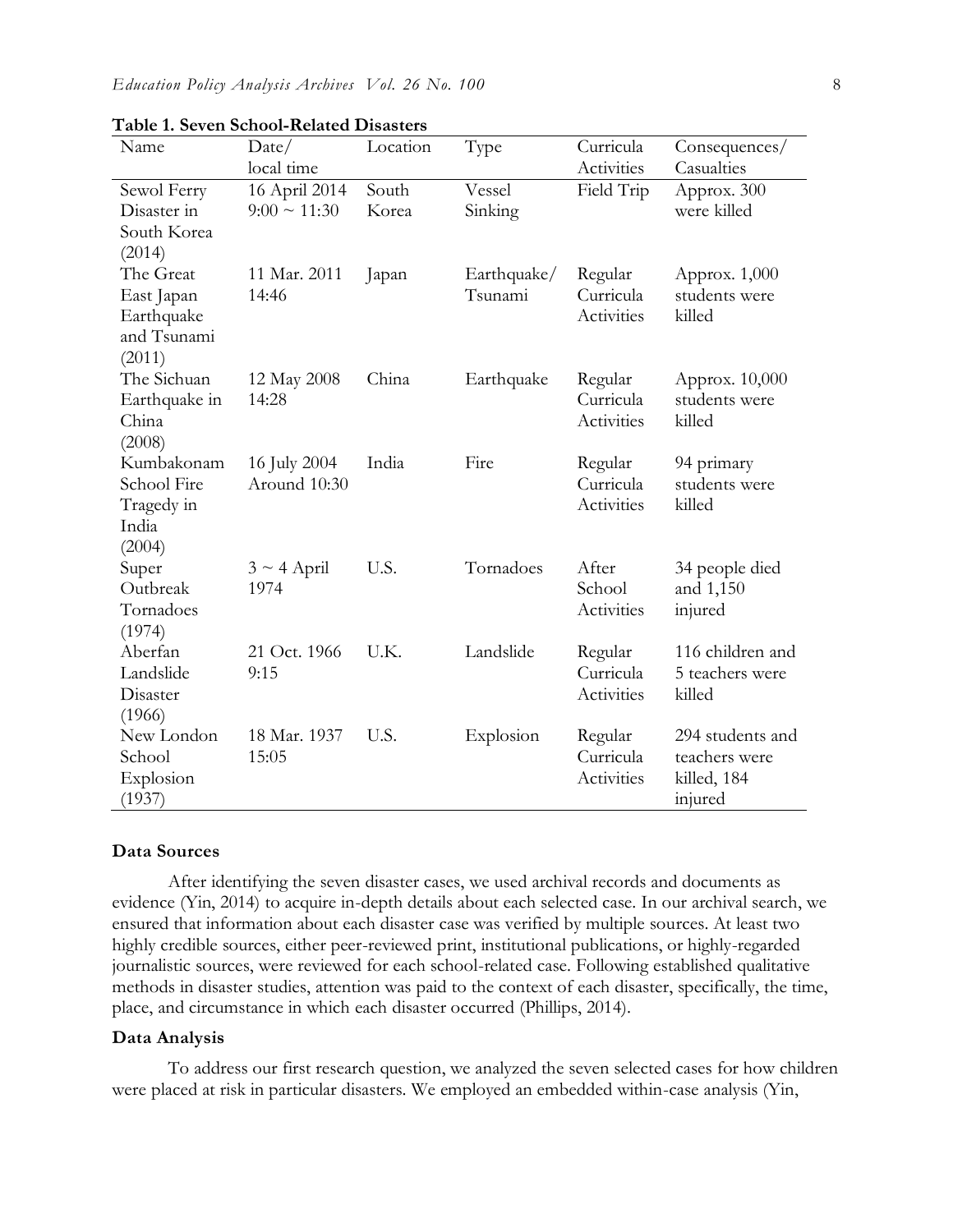**Table 1. Seven School-Related Disasters**

| Name | Date/ local time | Location | Type | Curricula Activities | Consequences/ Casualties |
|---|---|---|---|---|---|
| Sewol Ferry Disaster in South Korea (2014) | 16 April 2014 9:00 ~ 11:30 | South Korea | Vessel Sinking | Field Trip | Approx. 300 were killed |
| The Great East Japan Earthquake and Tsunami (2011) | 11 Mar. 2011 14:46 | Japan | Earthquake/ Tsunami | Regular Curricula Activities | Approx. 1,000 students were killed |
| The Sichuan Earthquake in China (2008) | 12 May 2008 14:28 | China | Earthquake | Regular Curricula Activities | Approx. 10,000 students were killed |
| Kumbakonam School Fire Tragedy in India (2004) | 16 July 2004 Around 10:30 | India | Fire | Regular Curricula Activities | 94 primary students were killed |
| Super Outbreak Tornadoes (1974) | 3 ~ 4 April 1974 | U.S. | Tornadoes | After School Activities | 34 people died and 1,150 injured |
| Aberfan Landslide Disaster (1966) | 21 Oct. 1966 9:15 | U.K. | Landslide | Regular Curricula Activities | 116 children and 5 teachers were killed |
| New London School Explosion (1937) | 18 Mar. 1937 15:05 | U.S. | Explosion | Regular Curricula Activities | 294 students and teachers were killed, 184 injured |

### Data Sources

After identifying the seven disaster cases, we used archival records and documents as evidence (Yin, 2014) to acquire in-depth details about each selected case. In our archival search, we ensured that information about each disaster case was verified by multiple sources. At least two highly credible sources, either peer-reviewed print, institutional publications, or highly-regarded journalistic sources, were reviewed for each school-related case. Following established qualitative methods in disaster studies, attention was paid to the context of each disaster, specifically, the time, place, and circumstance in which each disaster occurred (Phillips, 2014).

### Data Analysis

To address our first research question, we analyzed the seven selected cases for how children were placed at risk in particular disasters. We employed an embedded within-case analysis (Yin,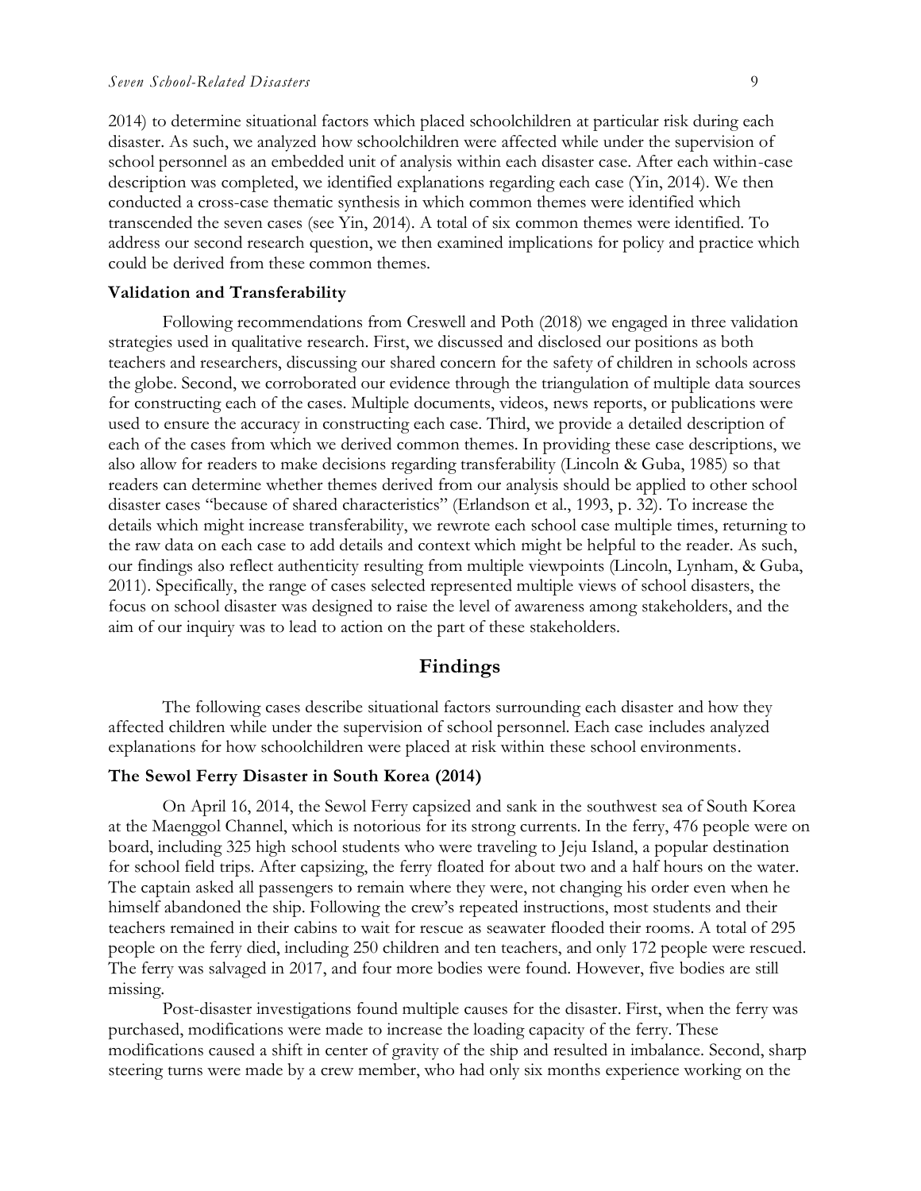2014) to determine situational factors which placed schoolchildren at particular risk during each disaster. As such, we analyzed how schoolchildren were affected while under the supervision of school personnel as an embedded unit of analysis within each disaster case. After each within-case description was completed, we identified explanations regarding each case (Yin, 2014). We then conducted a cross-case thematic synthesis in which common themes were identified which transcended the seven cases (see Yin, 2014). A total of six common themes were identified. To address our second research question, we then examined implications for policy and practice which could be derived from these common themes.

### Validation and Transferability

Following recommendations from Creswell and Poth (2018) we engaged in three validation strategies used in qualitative research. First, we discussed and disclosed our positions as both teachers and researchers, discussing our shared concern for the safety of children in schools across the globe. Second, we corroborated our evidence through the triangulation of multiple data sources for constructing each of the cases. Multiple documents, videos, news reports, or publications were used to ensure the accuracy in constructing each case. Third, we provide a detailed description of each of the cases from which we derived common themes. In providing these case descriptions, we also allow for readers to make decisions regarding transferability (Lincoln & Guba, 1985) so that readers can determine whether themes derived from our analysis should be applied to other school disaster cases "because of shared characteristics" (Erlandson et al., 1993, p. 32). To increase the details which might increase transferability, we rewrote each school case multiple times, returning to the raw data on each case to add details and context which might be helpful to the reader. As such, our findings also reflect authenticity resulting from multiple viewpoints (Lincoln, Lynham, & Guba, 2011). Specifically, the range of cases selected represented multiple views of school disasters, the focus on school disaster was designed to raise the level of awareness among stakeholders, and the aim of our inquiry was to lead to action on the part of these stakeholders.

## Findings

The following cases describe situational factors surrounding each disaster and how they affected children while under the supervision of school personnel. Each case includes analyzed explanations for how schoolchildren were placed at risk within these school environments.

### The Sewol Ferry Disaster in South Korea (2014)

On April 16, 2014, the Sewol Ferry capsized and sank in the southwest sea of South Korea at the Maenggol Channel, which is notorious for its strong currents. In the ferry, 476 people were on board, including 325 high school students who were traveling to Jeju Island, a popular destination for school field trips. After capsizing, the ferry floated for about two and a half hours on the water. The captain asked all passengers to remain where they were, not changing his order even when he himself abandoned the ship. Following the crew's repeated instructions, most students and their teachers remained in their cabins to wait for rescue as seawater flooded their rooms. A total of 295 people on the ferry died, including 250 children and ten teachers, and only 172 people were rescued. The ferry was salvaged in 2017, and four more bodies were found. However, five bodies are still missing.

Post-disaster investigations found multiple causes for the disaster. First, when the ferry was purchased, modifications were made to increase the loading capacity of the ferry. These modifications caused a shift in center of gravity of the ship and resulted in imbalance. Second, sharp steering turns were made by a crew member, who had only six months experience working on the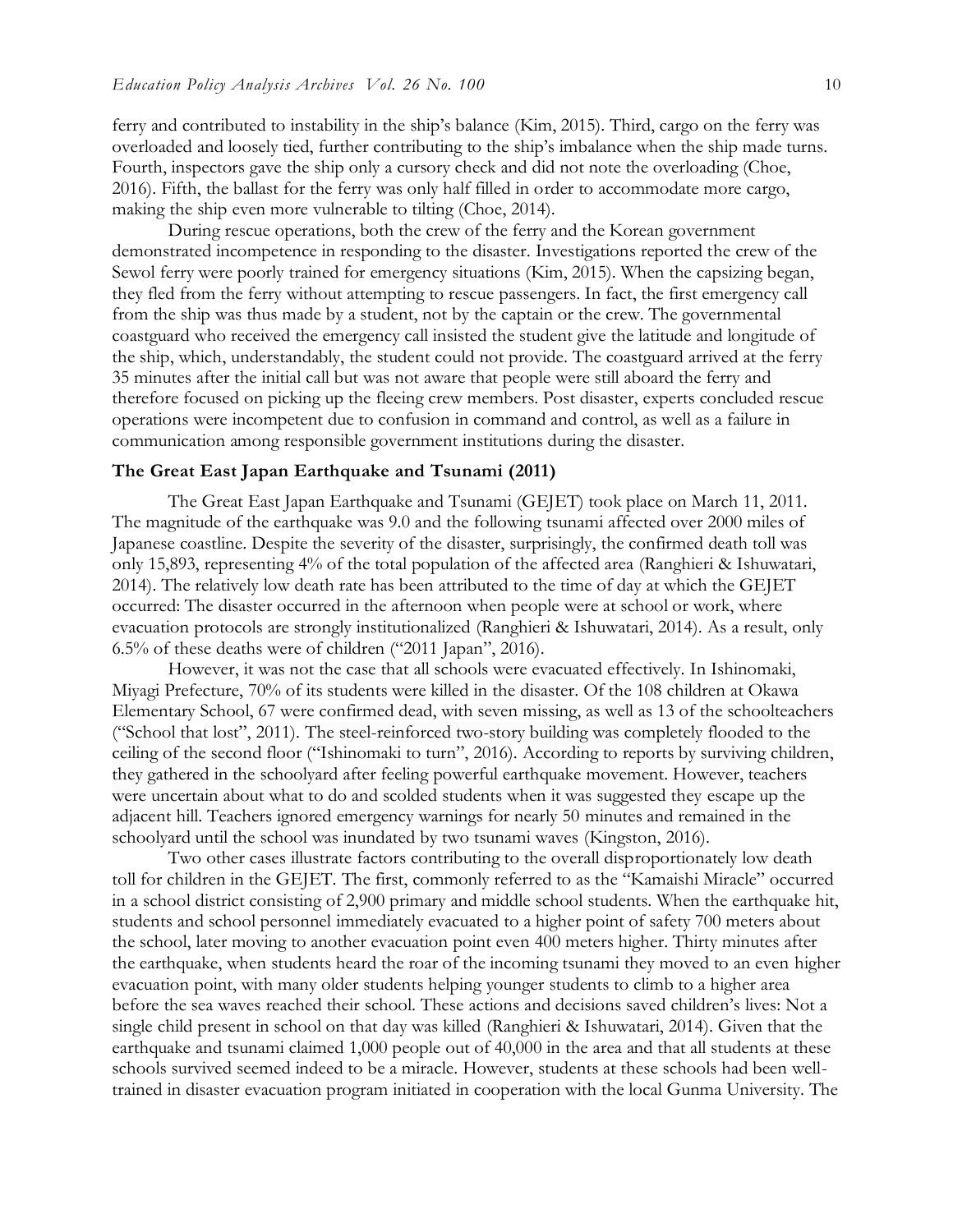ferry and contributed to instability in the ship's balance (Kim, 2015). Third, cargo on the ferry was overloaded and loosely tied, further contributing to the ship's imbalance when the ship made turns. Fourth, inspectors gave the ship only a cursory check and did not note the overloading (Choe, 2016). Fifth, the ballast for the ferry was only half filled in order to accommodate more cargo, making the ship even more vulnerable to tilting (Choe, 2014).

During rescue operations, both the crew of the ferry and the Korean government demonstrated incompetence in responding to the disaster. Investigations reported the crew of the Sewol ferry were poorly trained for emergency situations (Kim, 2015). When the capsizing began, they fled from the ferry without attempting to rescue passengers. In fact, the first emergency call from the ship was thus made by a student, not by the captain or the crew. The governmental coastguard who received the emergency call insisted the student give the latitude and longitude of the ship, which, understandably, the student could not provide. The coastguard arrived at the ferry 35 minutes after the initial call but was not aware that people were still aboard the ferry and therefore focused on picking up the fleeing crew members. Post disaster, experts concluded rescue operations were incompetent due to confusion in command and control, as well as a failure in communication among responsible government institutions during the disaster.

**The Great East Japan Earthquake and Tsunami (2011)**

The Great East Japan Earthquake and Tsunami (GEJET) took place on March 11, 2011. The magnitude of the earthquake was 9.0 and the following tsunami affected over 2000 miles of Japanese coastline. Despite the severity of the disaster, surprisingly, the confirmed death toll was only 15,893, representing 4% of the total population of the affected area (Ranghieri & Ishuwatari, 2014). The relatively low death rate has been attributed to the time of day at which the GEJET occurred: The disaster occurred in the afternoon when people were at school or work, where evacuation protocols are strongly institutionalized (Ranghieri & Ishuwatari, 2014). As a result, only 6.5% of these deaths were of children ("2011 Japan", 2016).

However, it was not the case that all schools were evacuated effectively. In Ishinomaki, Miyagi Prefecture, 70% of its students were killed in the disaster. Of the 108 children at Okawa Elementary School, 67 were confirmed dead, with seven missing, as well as 13 of the schoolteachers ("School that lost", 2011). The steel-reinforced two-story building was completely flooded to the ceiling of the second floor ("Ishinomaki to turn", 2016). According to reports by surviving children, they gathered in the schoolyard after feeling powerful earthquake movement. However, teachers were uncertain about what to do and scolded students when it was suggested they escape up the adjacent hill. Teachers ignored emergency warnings for nearly 50 minutes and remained in the schoolyard until the school was inundated by two tsunami waves (Kingston, 2016).

Two other cases illustrate factors contributing to the overall disproportionately low death toll for children in the GEJET. The first, commonly referred to as the "Kamaishi Miracle" occurred in a school district consisting of 2,900 primary and middle school students. When the earthquake hit, students and school personnel immediately evacuated to a higher point of safety 700 meters about the school, later moving to another evacuation point even 400 meters higher. Thirty minutes after the earthquake, when students heard the roar of the incoming tsunami they moved to an even higher evacuation point, with many older students helping younger students to climb to a higher area before the sea waves reached their school. These actions and decisions saved children's lives: Not a single child present in school on that day was killed (Ranghieri & Ishuwatari, 2014). Given that the earthquake and tsunami claimed 1,000 people out of 40,000 in the area and that all students at these schools survived seemed indeed to be a miracle. However, students at these schools had been well-trained in disaster evacuation program initiated in cooperation with the local Gunma University. The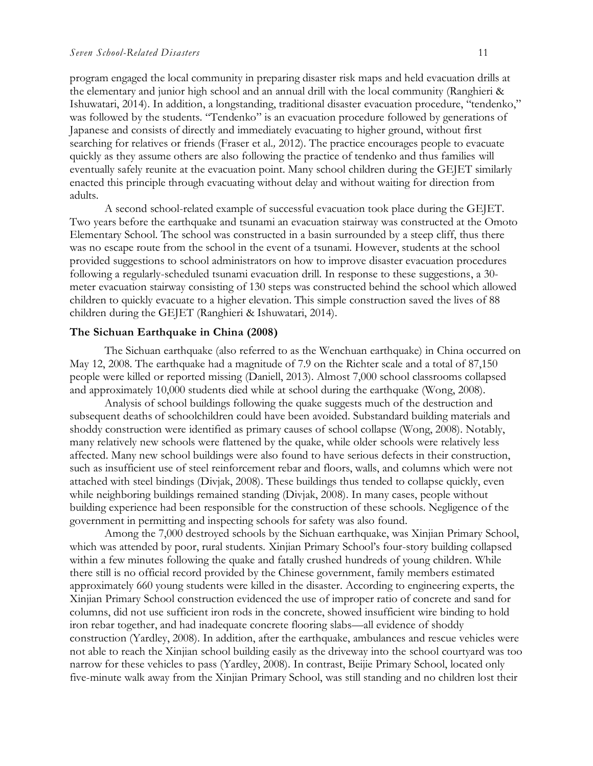program engaged the local community in preparing disaster risk maps and held evacuation drills at the elementary and junior high school and an annual drill with the local community (Ranghieri & Ishuwatari, 2014). In addition, a longstanding, traditional disaster evacuation procedure, "tendenko," was followed by the students. "Tendenko" is an evacuation procedure followed by generations of Japanese and consists of directly and immediately evacuating to higher ground, without first searching for relatives or friends (Fraser et al., 2012). The practice encourages people to evacuate quickly as they assume others are also following the practice of tendenko and thus families will eventually safely reunite at the evacuation point. Many school children during the GEJET similarly enacted this principle through evacuating without delay and without waiting for direction from adults.

A second school-related example of successful evacuation took place during the GEJET. Two years before the earthquake and tsunami an evacuation stairway was constructed at the Omoto Elementary School. The school was constructed in a basin surrounded by a steep cliff, thus there was no escape route from the school in the event of a tsunami. However, students at the school provided suggestions to school administrators on how to improve disaster evacuation procedures following a regularly-scheduled tsunami evacuation drill. In response to these suggestions, a 30-meter evacuation stairway consisting of 130 steps was constructed behind the school which allowed children to quickly evacuate to a higher elevation. This simple construction saved the lives of 88 children during the GEJET (Ranghieri & Ishuwatari, 2014).

### The Sichuan Earthquake in China (2008)

The Sichuan earthquake (also referred to as the Wenchuan earthquake) in China occurred on May 12, 2008. The earthquake had a magnitude of 7.9 on the Richter scale and a total of 87,150 people were killed or reported missing (Daniell, 2013). Almost 7,000 school classrooms collapsed and approximately 10,000 students died while at school during the earthquake (Wong, 2008).

Analysis of school buildings following the quake suggests much of the destruction and subsequent deaths of schoolchildren could have been avoided. Substandard building materials and shoddy construction were identified as primary causes of school collapse (Wong, 2008). Notably, many relatively new schools were flattened by the quake, while older schools were relatively less affected. Many new school buildings were also found to have serious defects in their construction, such as insufficient use of steel reinforcement rebar and floors, walls, and columns which were not attached with steel bindings (Divjak, 2008). These buildings thus tended to collapse quickly, even while neighboring buildings remained standing (Divjak, 2008). In many cases, people without building experience had been responsible for the construction of these schools. Negligence of the government in permitting and inspecting schools for safety was also found.

Among the 7,000 destroyed schools by the Sichuan earthquake, was Xinjian Primary School, which was attended by poor, rural students. Xinjian Primary School's four-story building collapsed within a few minutes following the quake and fatally crushed hundreds of young children. While there still is no official record provided by the Chinese government, family members estimated approximately 660 young students were killed in the disaster. According to engineering experts, the Xinjian Primary School construction evidenced the use of improper ratio of concrete and sand for columns, did not use sufficient iron rods in the concrete, showed insufficient wire binding to hold iron rebar together, and had inadequate concrete flooring slabs—all evidence of shoddy construction (Yardley, 2008). In addition, after the earthquake, ambulances and rescue vehicles were not able to reach the Xinjian school building easily as the driveway into the school courtyard was too narrow for these vehicles to pass (Yardley, 2008). In contrast, Beijie Primary School, located only five-minute walk away from the Xinjian Primary School, was still standing and no children lost their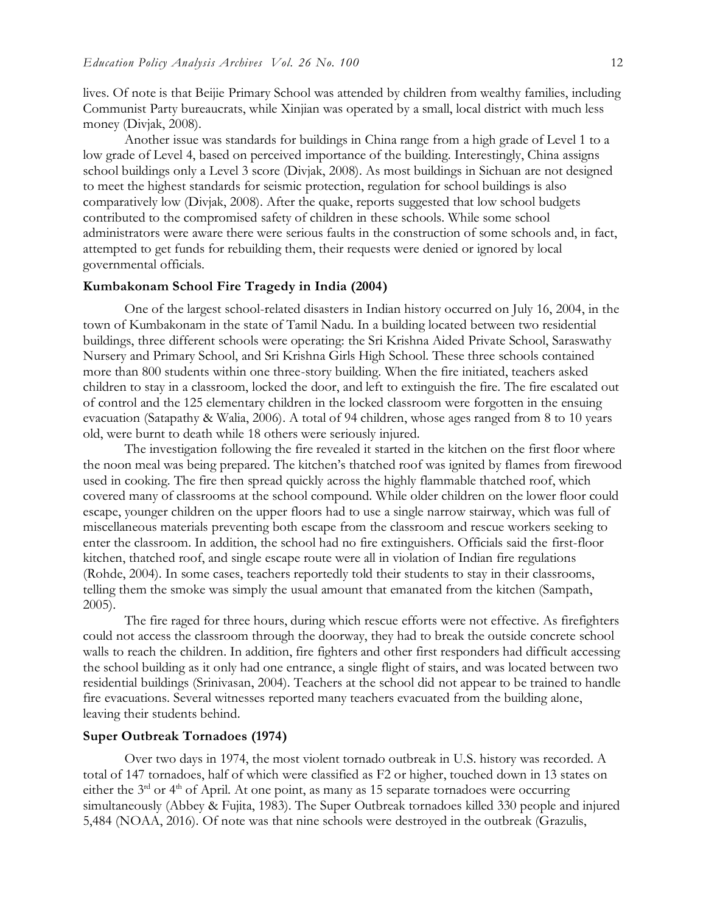lives. Of note is that Beijie Primary School was attended by children from wealthy families, including Communist Party bureaucrats, while Xinjian was operated by a small, local district with much less money (Divjak, 2008).

Another issue was standards for buildings in China range from a high grade of Level 1 to a low grade of Level 4, based on perceived importance of the building. Interestingly, China assigns school buildings only a Level 3 score (Divjak, 2008). As most buildings in Sichuan are not designed to meet the highest standards for seismic protection, regulation for school buildings is also comparatively low (Divjak, 2008). After the quake, reports suggested that low school budgets contributed to the compromised safety of children in these schools. While some school administrators were aware there were serious faults in the construction of some schools and, in fact, attempted to get funds for rebuilding them, their requests were denied or ignored by local governmental officials.

### Kumbakonam School Fire Tragedy in India (2004)

One of the largest school-related disasters in Indian history occurred on July 16, 2004, in the town of Kumbakonam in the state of Tamil Nadu. In a building located between two residential buildings, three different schools were operating: the Sri Krishna Aided Private School, Saraswathy Nursery and Primary School, and Sri Krishna Girls High School. These three schools contained more than 800 students within one three-story building. When the fire initiated, teachers asked children to stay in a classroom, locked the door, and left to extinguish the fire. The fire escalated out of control and the 125 elementary children in the locked classroom were forgotten in the ensuing evacuation (Satapathy & Walia, 2006). A total of 94 children, whose ages ranged from 8 to 10 years old, were burnt to death while 18 others were seriously injured.

The investigation following the fire revealed it started in the kitchen on the first floor where the noon meal was being prepared. The kitchen's thatched roof was ignited by flames from firewood used in cooking. The fire then spread quickly across the highly flammable thatched roof, which covered many of classrooms at the school compound. While older children on the lower floor could escape, younger children on the upper floors had to use a single narrow stairway, which was full of miscellaneous materials preventing both escape from the classroom and rescue workers seeking to enter the classroom. In addition, the school had no fire extinguishers. Officials said the first-floor kitchen, thatched roof, and single escape route were all in violation of Indian fire regulations (Rohde, 2004). In some cases, teachers reportedly told their students to stay in their classrooms, telling them the smoke was simply the usual amount that emanated from the kitchen (Sampath, 2005).

The fire raged for three hours, during which rescue efforts were not effective. As firefighters could not access the classroom through the doorway, they had to break the outside concrete school walls to reach the children. In addition, fire fighters and other first responders had difficult accessing the school building as it only had one entrance, a single flight of stairs, and was located between two residential buildings (Srinivasan, 2004). Teachers at the school did not appear to be trained to handle fire evacuations. Several witnesses reported many teachers evacuated from the building alone, leaving their students behind.

### Super Outbreak Tornadoes (1974)

Over two days in 1974, the most violent tornado outbreak in U.S. history was recorded. A total of 147 tornadoes, half of which were classified as F2 or higher, touched down in 13 states on either the 3rd or 4th of April. At one point, as many as 15 separate tornadoes were occurring simultaneously (Abbey & Fujita, 1983). The Super Outbreak tornadoes killed 330 people and injured 5,484 (NOAA, 2016). Of note was that nine schools were destroyed in the outbreak (Grazulis,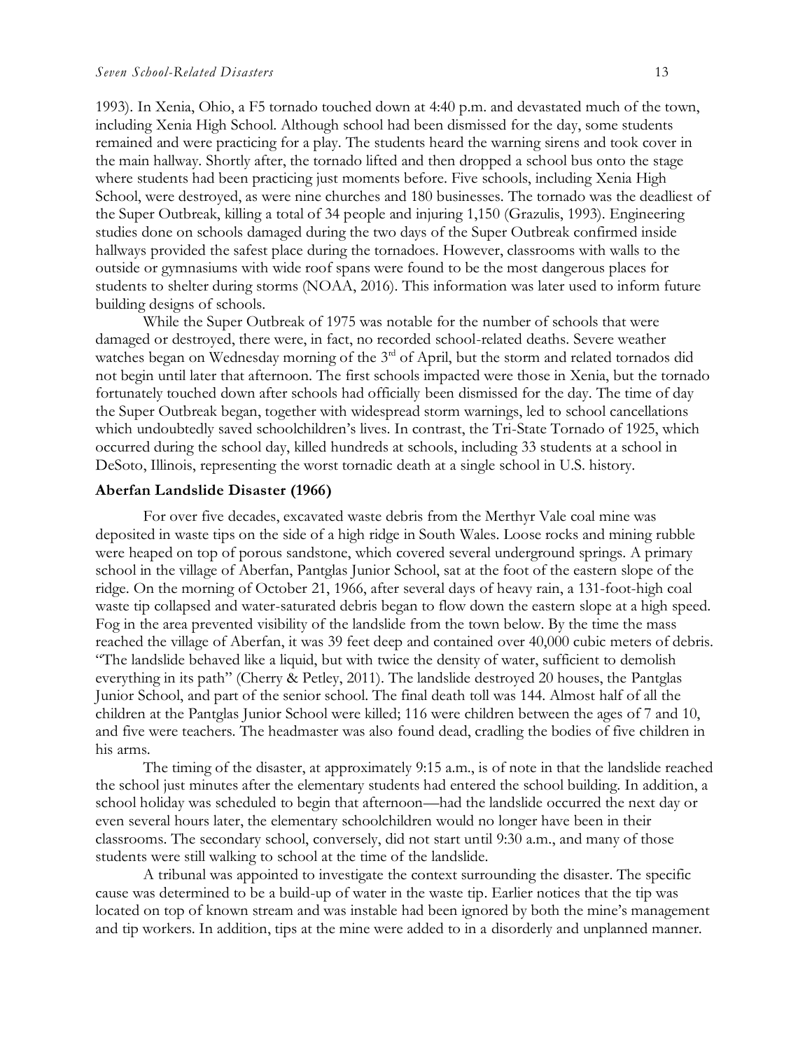1993). In Xenia, Ohio, a F5 tornado touched down at 4:40 p.m. and devastated much of the town, including Xenia High School. Although school had been dismissed for the day, some students remained and were practicing for a play. The students heard the warning sirens and took cover in the main hallway. Shortly after, the tornado lifted and then dropped a school bus onto the stage where students had been practicing just moments before. Five schools, including Xenia High School, were destroyed, as were nine churches and 180 businesses. The tornado was the deadliest of the Super Outbreak, killing a total of 34 people and injuring 1,150 (Grazulis, 1993). Engineering studies done on schools damaged during the two days of the Super Outbreak confirmed inside hallways provided the safest place during the tornadoes. However, classrooms with walls to the outside or gymnasiums with wide roof spans were found to be the most dangerous places for students to shelter during storms (NOAA, 2016). This information was later used to inform future building designs of schools.

While the Super Outbreak of 1975 was notable for the number of schools that were damaged or destroyed, there were, in fact, no recorded school-related deaths. Severe weather watches began on Wednesday morning of the 3rd of April, but the storm and related tornados did not begin until later that afternoon. The first schools impacted were those in Xenia, but the tornado fortunately touched down after schools had officially been dismissed for the day. The time of day the Super Outbreak began, together with widespread storm warnings, led to school cancellations which undoubtedly saved schoolchildren's lives. In contrast, the Tri-State Tornado of 1925, which occurred during the school day, killed hundreds at schools, including 33 students at a school in DeSoto, Illinois, representing the worst tornadic death at a single school in U.S. history.

### Aberfan Landslide Disaster (1966)

For over five decades, excavated waste debris from the Merthyr Vale coal mine was deposited in waste tips on the side of a high ridge in South Wales. Loose rocks and mining rubble were heaped on top of porous sandstone, which covered several underground springs. A primary school in the village of Aberfan, Pantglas Junior School, sat at the foot of the eastern slope of the ridge. On the morning of October 21, 1966, after several days of heavy rain, a 131-foot-high coal waste tip collapsed and water-saturated debris began to flow down the eastern slope at a high speed. Fog in the area prevented visibility of the landslide from the town below. By the time the mass reached the village of Aberfan, it was 39 feet deep and contained over 40,000 cubic meters of debris. "The landslide behaved like a liquid, but with twice the density of water, sufficient to demolish everything in its path" (Cherry & Petley, 2011). The landslide destroyed 20 houses, the Pantglas Junior School, and part of the senior school. The final death toll was 144. Almost half of all the children at the Pantglas Junior School were killed; 116 were children between the ages of 7 and 10, and five were teachers. The headmaster was also found dead, cradling the bodies of five children in his arms.

The timing of the disaster, at approximately 9:15 a.m., is of note in that the landslide reached the school just minutes after the elementary students had entered the school building. In addition, a school holiday was scheduled to begin that afternoon—had the landslide occurred the next day or even several hours later, the elementary schoolchildren would no longer have been in their classrooms. The secondary school, conversely, did not start until 9:30 a.m., and many of those students were still walking to school at the time of the landslide.

A tribunal was appointed to investigate the context surrounding the disaster. The specific cause was determined to be a build-up of water in the waste tip. Earlier notices that the tip was located on top of known stream and was instable had been ignored by both the mine's management and tip workers. In addition, tips at the mine were added to in a disorderly and unplanned manner.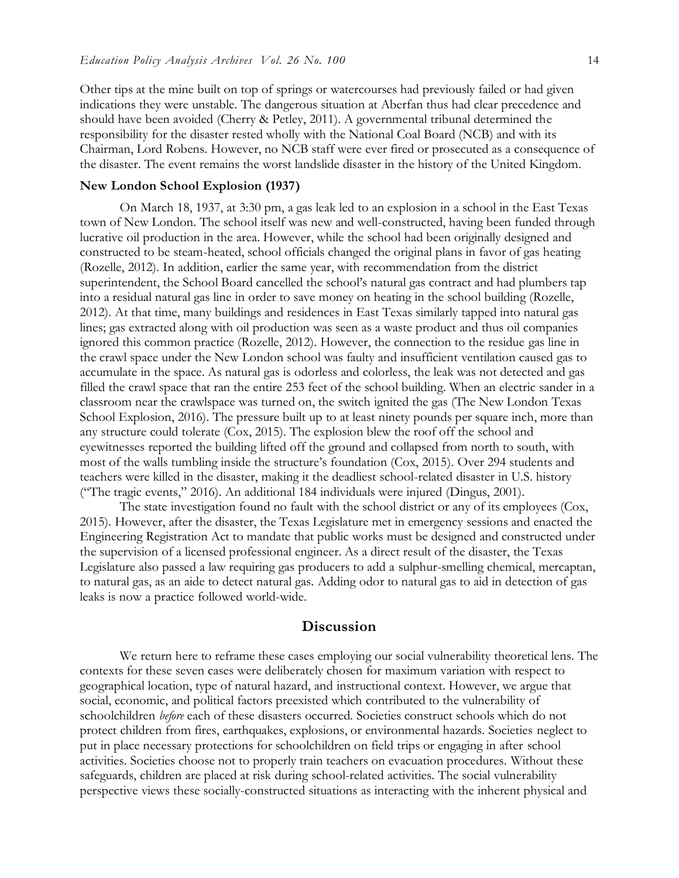Other tips at the mine built on top of springs or watercourses had previously failed or had given indications they were unstable. The dangerous situation at Aberfan thus had clear precedence and should have been avoided (Cherry & Petley, 2011). A governmental tribunal determined the responsibility for the disaster rested wholly with the National Coal Board (NCB) and with its Chairman, Lord Robens. However, no NCB staff were ever fired or prosecuted as a consequence of the disaster. The event remains the worst landslide disaster in the history of the United Kingdom.

**New London School Explosion (1937)**

On March 18, 1937, at 3:30 pm, a gas leak led to an explosion in a school in the East Texas town of New London. The school itself was new and well-constructed, having been funded through lucrative oil production in the area. However, while the school had been originally designed and constructed to be steam-heated, school officials changed the original plans in favor of gas heating (Rozelle, 2012). In addition, earlier the same year, with recommendation from the district superintendent, the School Board cancelled the school's natural gas contract and had plumbers tap into a residual natural gas line in order to save money on heating in the school building (Rozelle, 2012). At that time, many buildings and residences in East Texas similarly tapped into natural gas lines; gas extracted along with oil production was seen as a waste product and thus oil companies ignored this common practice (Rozelle, 2012). However, the connection to the residue gas line in the crawl space under the New London school was faulty and insufficient ventilation caused gas to accumulate in the space. As natural gas is odorless and colorless, the leak was not detected and gas filled the crawl space that ran the entire 253 feet of the school building. When an electric sander in a classroom near the crawlspace was turned on, the switch ignited the gas (The New London Texas School Explosion, 2016). The pressure built up to at least ninety pounds per square inch, more than any structure could tolerate (Cox, 2015). The explosion blew the roof off the school and eyewitnesses reported the building lifted off the ground and collapsed from north to south, with most of the walls tumbling inside the structure's foundation (Cox, 2015). Over 294 students and teachers were killed in the disaster, making it the deadliest school-related disaster in U.S. history ("The tragic events," 2016). An additional 184 individuals were injured (Dingus, 2001).

The state investigation found no fault with the school district or any of its employees (Cox, 2015). However, after the disaster, the Texas Legislature met in emergency sessions and enacted the Engineering Registration Act to mandate that public works must be designed and constructed under the supervision of a licensed professional engineer. As a direct result of the disaster, the Texas Legislature also passed a law requiring gas producers to add a sulphur-smelling chemical, mercaptan, to natural gas, as an aide to detect natural gas. Adding odor to natural gas to aid in detection of gas leaks is now a practice followed world-wide.

## Discussion

We return here to reframe these cases employing our social vulnerability theoretical lens. The contexts for these seven cases were deliberately chosen for maximum variation with respect to geographical location, type of natural hazard, and instructional context. However, we argue that social, economic, and political factors preexisted which contributed to the vulnerability of schoolchildren *before* each of these disasters occurred. Societies construct schools which do not protect children from fires, earthquakes, explosions, or environmental hazards. Societies neglect to put in place necessary protections for schoolchildren on field trips or engaging in after school activities. Societies choose not to properly train teachers on evacuation procedures. Without these safeguards, children are placed at risk during school-related activities. The social vulnerability perspective views these socially-constructed situations as interacting with the inherent physical and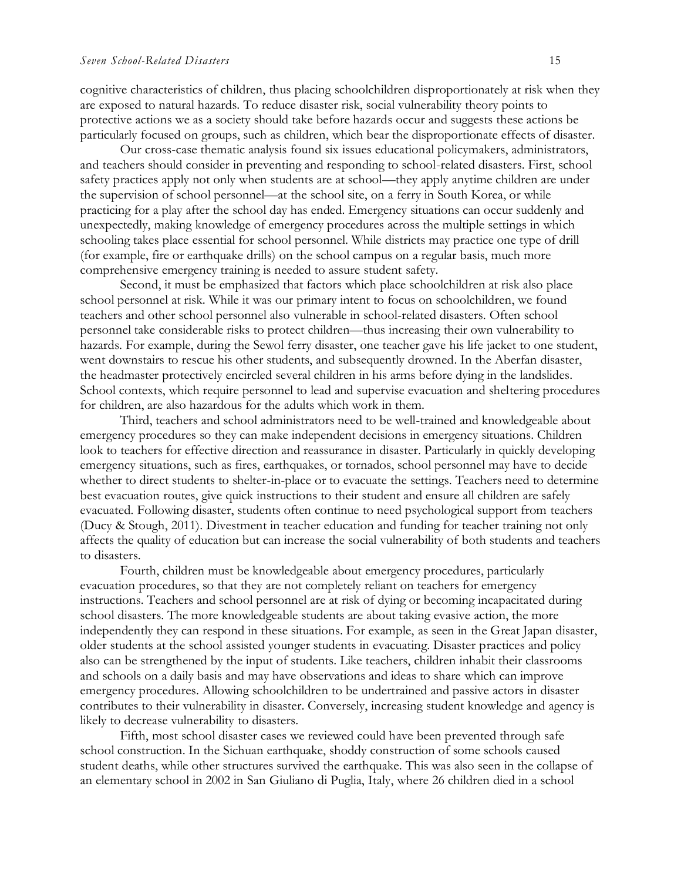cognitive characteristics of children, thus placing schoolchildren disproportionately at risk when they are exposed to natural hazards. To reduce disaster risk, social vulnerability theory points to protective actions we as a society should take before hazards occur and suggests these actions be particularly focused on groups, such as children, which bear the disproportionate effects of disaster.

Our cross-case thematic analysis found six issues educational policymakers, administrators, and teachers should consider in preventing and responding to school-related disasters. First, school safety practices apply not only when students are at school—they apply anytime children are under the supervision of school personnel—at the school site, on a ferry in South Korea, or while practicing for a play after the school day has ended. Emergency situations can occur suddenly and unexpectedly, making knowledge of emergency procedures across the multiple settings in which schooling takes place essential for school personnel. While districts may practice one type of drill (for example, fire or earthquake drills) on the school campus on a regular basis, much more comprehensive emergency training is needed to assure student safety.

Second, it must be emphasized that factors which place schoolchildren at risk also place school personnel at risk. While it was our primary intent to focus on schoolchildren, we found teachers and other school personnel also vulnerable in school-related disasters. Often school personnel take considerable risks to protect children—thus increasing their own vulnerability to hazards. For example, during the Sewol ferry disaster, one teacher gave his life jacket to one student, went downstairs to rescue his other students, and subsequently drowned. In the Aberfan disaster, the headmaster protectively encircled several children in his arms before dying in the landslides. School contexts, which require personnel to lead and supervise evacuation and sheltering procedures for children, are also hazardous for the adults which work in them.

Third, teachers and school administrators need to be well-trained and knowledgeable about emergency procedures so they can make independent decisions in emergency situations. Children look to teachers for effective direction and reassurance in disaster. Particularly in quickly developing emergency situations, such as fires, earthquakes, or tornados, school personnel may have to decide whether to direct students to shelter-in-place or to evacuate the settings. Teachers need to determine best evacuation routes, give quick instructions to their student and ensure all children are safely evacuated. Following disaster, students often continue to need psychological support from teachers (Ducy & Stough, 2011). Divestment in teacher education and funding for teacher training not only affects the quality of education but can increase the social vulnerability of both students and teachers to disasters.

Fourth, children must be knowledgeable about emergency procedures, particularly evacuation procedures, so that they are not completely reliant on teachers for emergency instructions. Teachers and school personnel are at risk of dying or becoming incapacitated during school disasters. The more knowledgeable students are about taking evasive action, the more independently they can respond in these situations. For example, as seen in the Great Japan disaster, older students at the school assisted younger students in evacuating. Disaster practices and policy also can be strengthened by the input of students. Like teachers, children inhabit their classrooms and schools on a daily basis and may have observations and ideas to share which can improve emergency procedures. Allowing schoolchildren to be undertrained and passive actors in disaster contributes to their vulnerability in disaster. Conversely, increasing student knowledge and agency is likely to decrease vulnerability to disasters.

Fifth, most school disaster cases we reviewed could have been prevented through safe school construction. In the Sichuan earthquake, shoddy construction of some schools caused student deaths, while other structures survived the earthquake. This was also seen in the collapse of an elementary school in 2002 in San Giuliano di Puglia, Italy, where 26 children died in a school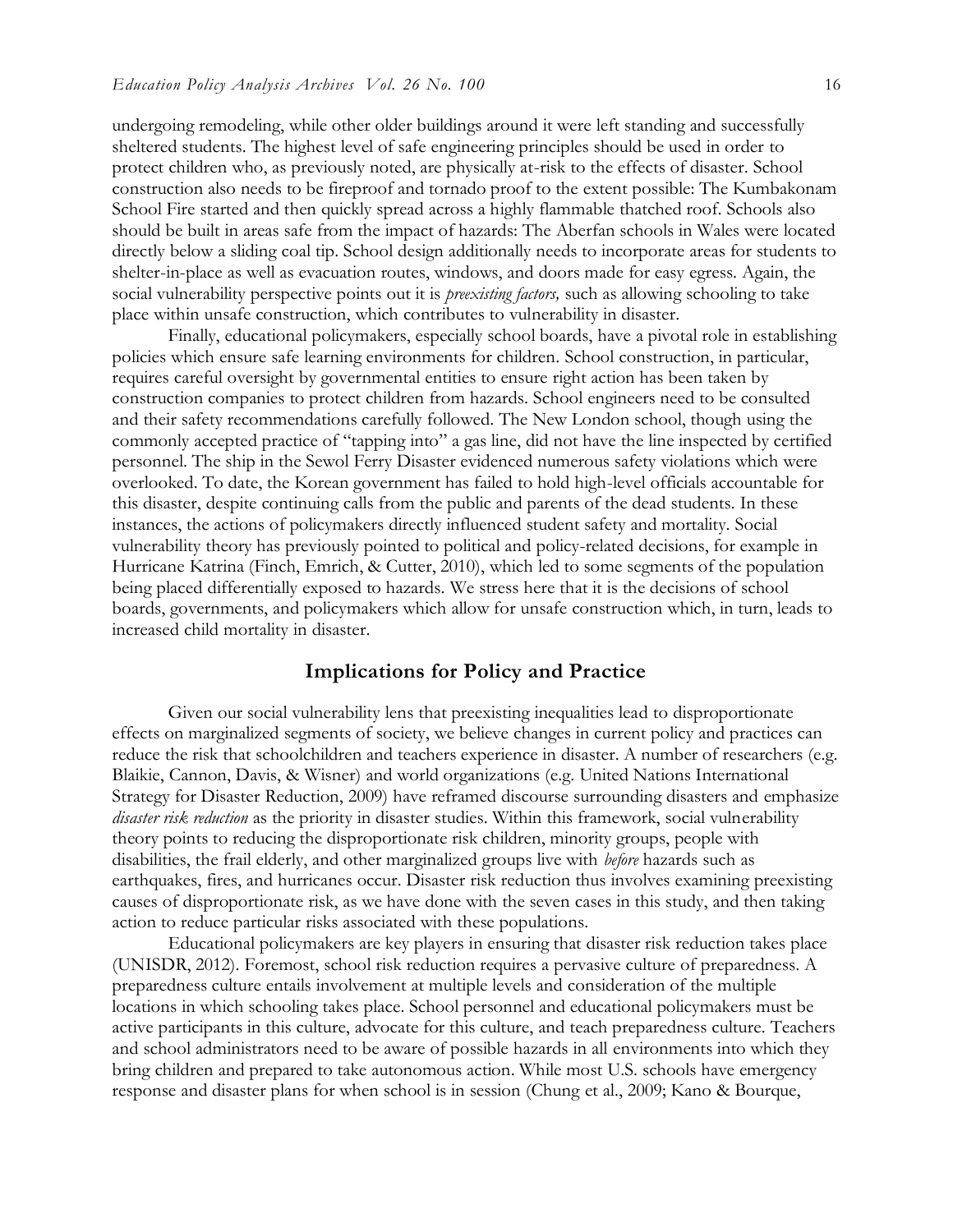undergoing remodeling, while other older buildings around it were left standing and successfully sheltered students. The highest level of safe engineering principles should be used in order to protect children who, as previously noted, are physically at-risk to the effects of disaster. School construction also needs to be fireproof and tornado proof to the extent possible: The Kumbakonam School Fire started and then quickly spread across a highly flammable thatched roof. Schools also should be built in areas safe from the impact of hazards: The Aberfan schools in Wales were located directly below a sliding coal tip. School design additionally needs to incorporate areas for students to shelter-in-place as well as evacuation routes, windows, and doors made for easy egress. Again, the social vulnerability perspective points out it is *preexisting factors,* such as allowing schooling to take place within unsafe construction, which contributes to vulnerability in disaster.

Finally, educational policymakers, especially school boards, have a pivotal role in establishing policies which ensure safe learning environments for children. School construction, in particular, requires careful oversight by governmental entities to ensure right action has been taken by construction companies to protect children from hazards. School engineers need to be consulted and their safety recommendations carefully followed. The New London school, though using the commonly accepted practice of "tapping into" a gas line, did not have the line inspected by certified personnel. The ship in the Sewol Ferry Disaster evidenced numerous safety violations which were overlooked. To date, the Korean government has failed to hold high-level officials accountable for this disaster, despite continuing calls from the public and parents of the dead students. In these instances, the actions of policymakers directly influenced student safety and mortality. Social vulnerability theory has previously pointed to political and policy-related decisions, for example in Hurricane Katrina (Finch, Emrich, & Cutter, 2010), which led to some segments of the population being placed differentially exposed to hazards. We stress here that it is the decisions of school boards, governments, and policymakers which allow for unsafe construction which, in turn, leads to increased child mortality in disaster.

## Implications for Policy and Practice

Given our social vulnerability lens that preexisting inequalities lead to disproportionate effects on marginalized segments of society, we believe changes in current policy and practices can reduce the risk that schoolchildren and teachers experience in disaster. A number of researchers (e.g. Blaikie, Cannon, Davis, & Wisner) and world organizations (e.g. United Nations International Strategy for Disaster Reduction, 2009) have reframed discourse surrounding disasters and emphasize *disaster risk reduction* as the priority in disaster studies. Within this framework, social vulnerability theory points to reducing the disproportionate risk children, minority groups, people with disabilities, the frail elderly, and other marginalized groups live with *before* hazards such as earthquakes, fires, and hurricanes occur. Disaster risk reduction thus involves examining preexisting causes of disproportionate risk, as we have done with the seven cases in this study, and then taking action to reduce particular risks associated with these populations.

Educational policymakers are key players in ensuring that disaster risk reduction takes place (UNISDR, 2012). Foremost, school risk reduction requires a pervasive culture of preparedness. A preparedness culture entails involvement at multiple levels and consideration of the multiple locations in which schooling takes place. School personnel and educational policymakers must be active participants in this culture, advocate for this culture, and teach preparedness culture. Teachers and school administrators need to be aware of possible hazards in all environments into which they bring children and prepared to take autonomous action. While most U.S. schools have emergency response and disaster plans for when school is in session (Chung et al., 2009; Kano & Bourque,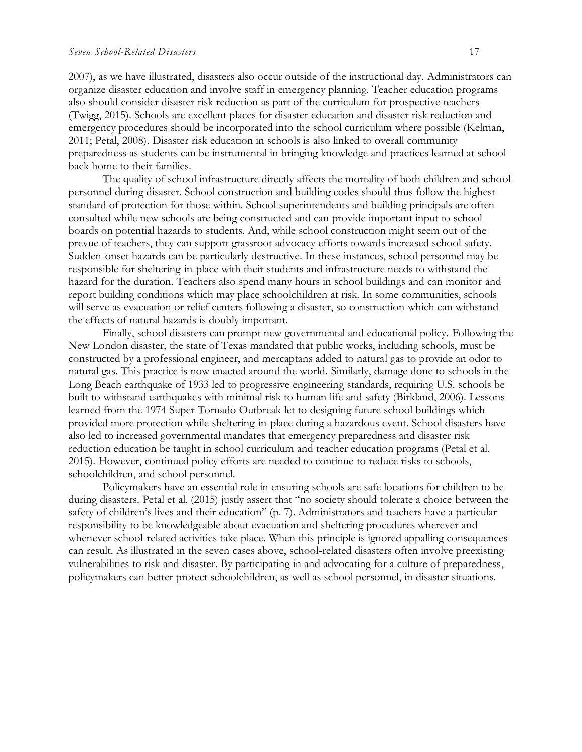2007), as we have illustrated, disasters also occur outside of the instructional day. Administrators can organize disaster education and involve staff in emergency planning. Teacher education programs also should consider disaster risk reduction as part of the curriculum for prospective teachers (Twigg, 2015). Schools are excellent places for disaster education and disaster risk reduction and emergency procedures should be incorporated into the school curriculum where possible (Kelman, 2011; Petal, 2008). Disaster risk education in schools is also linked to overall community preparedness as students can be instrumental in bringing knowledge and practices learned at school back home to their families.

The quality of school infrastructure directly affects the mortality of both children and school personnel during disaster. School construction and building codes should thus follow the highest standard of protection for those within. School superintendents and building principals are often consulted while new schools are being constructed and can provide important input to school boards on potential hazards to students. And, while school construction might seem out of the prevue of teachers, they can support grassroot advocacy efforts towards increased school safety. Sudden-onset hazards can be particularly destructive. In these instances, school personnel may be responsible for sheltering-in-place with their students and infrastructure needs to withstand the hazard for the duration. Teachers also spend many hours in school buildings and can monitor and report building conditions which may place schoolchildren at risk. In some communities, schools will serve as evacuation or relief centers following a disaster, so construction which can withstand the effects of natural hazards is doubly important.

Finally, school disasters can prompt new governmental and educational policy. Following the New London disaster, the state of Texas mandated that public works, including schools, must be constructed by a professional engineer, and mercaptans added to natural gas to provide an odor to natural gas. This practice is now enacted around the world. Similarly, damage done to schools in the Long Beach earthquake of 1933 led to progressive engineering standards, requiring U.S. schools be built to withstand earthquakes with minimal risk to human life and safety (Birkland, 2006). Lessons learned from the 1974 Super Tornado Outbreak let to designing future school buildings which provided more protection while sheltering-in-place during a hazardous event. School disasters have also led to increased governmental mandates that emergency preparedness and disaster risk reduction education be taught in school curriculum and teacher education programs (Petal et al. 2015). However, continued policy efforts are needed to continue to reduce risks to schools, schoolchildren, and school personnel.

Policymakers have an essential role in ensuring schools are safe locations for children to be during disasters. Petal et al. (2015) justly assert that "no society should tolerate a choice between the safety of children's lives and their education" (p. 7). Administrators and teachers have a particular responsibility to be knowledgeable about evacuation and sheltering procedures wherever and whenever school-related activities take place. When this principle is ignored appalling consequences can result. As illustrated in the seven cases above, school-related disasters often involve preexisting vulnerabilities to risk and disaster. By participating in and advocating for a culture of preparedness, policymakers can better protect schoolchildren, as well as school personnel, in disaster situations.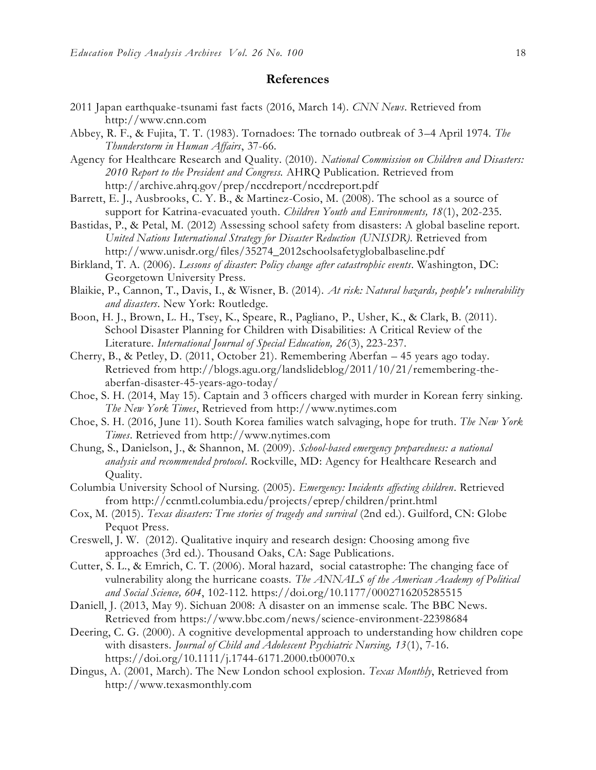## References

2011 Japan earthquake-tsunami fast facts (2016, March 14). *CNN News*. Retrieved from http://www.cnn.com

Abbey, R. F., & Fujita, T. T. (1983). Tornadoes: The tornado outbreak of 3–4 April 1974. *The Thunderstorm in Human Affairs*, 37-66.

Agency for Healthcare Research and Quality. (2010). *National Commission on Children and Disasters: 2010 Report to the President and Congress.* AHRQ Publication. Retrieved from http://archive.ahrq.gov/prep/nccdreport/nccdreport.pdf

Barrett, E. J., Ausbrooks, C. Y. B., & Martinez-Cosio, M. (2008). The school as a source of support for Katrina-evacuated youth. *Children Youth and Environments, 18*(1), 202-235.

Bastidas, P., & Petal, M. (2012) Assessing school safety from disasters: A global baseline report. *United Nations International Strategy for Disaster Reduction (UNISDR)*. Retrieved from http://www.unisdr.org/files/35274_2012schoolsafetyglobalbaseline.pdf

Birkland, T. A. (2006). *Lessons of disaster: Policy change after catastrophic events*. Washington, DC: Georgetown University Press.

Blaikie, P., Cannon, T., Davis, I., & Wisner, B. (2014). *At risk: Natural hazards, people's vulnerability and disasters*. New York: Routledge.

Boon, H. J., Brown, L. H., Tsey, K., Speare, R., Pagliano, P., Usher, K., & Clark, B. (2011). School Disaster Planning for Children with Disabilities: A Critical Review of the Literature. *International Journal of Special Education, 26*(3), 223-237.

Cherry, B., & Petley, D. (2011, October 21). Remembering Aberfan – 45 years ago today. Retrieved from http://blogs.agu.org/landslideblog/2011/10/21/remembering-the-aberfan-disaster-45-years-ago-today/

Choe, S. H. (2014, May 15). Captain and 3 officers charged with murder in Korean ferry sinking. *The New York Times*, Retrieved from http://www.nytimes.com

Choe, S. H. (2016, June 11). South Korea families watch salvaging, hope for truth. *The New York Times*. Retrieved from http://www.nytimes.com

Chung, S., Danielson, J., & Shannon, M. (2009). *School-based emergency preparedness: a national analysis and recommended protocol*. Rockville, MD: Agency for Healthcare Research and Quality.

Columbia University School of Nursing. (2005). *Emergency: Incidents affecting children*. Retrieved from http://ccnmtl.columbia.edu/projects/eprep/children/print.html

Cox, M. (2015). *Texas disasters: True stories of tragedy and survival* (2nd ed.). Guilford, CN: Globe Pequot Press.

Creswell, J. W. (2012). Qualitative inquiry and research design: Choosing among five approaches (3rd ed.). Thousand Oaks, CA: Sage Publications.

Cutter, S. L., & Emrich, C. T. (2006). Moral hazard, social catastrophe: The changing face of vulnerability along the hurricane coasts. *The ANNALS of the American Academy of Political and Social Science, 604*, 102-112. https://doi.org/10.1177/0002716205285515

Daniell, J. (2013, May 9). Sichuan 2008: A disaster on an immense scale. The BBC News. Retrieved from https://www.bbc.com/news/science-environment-22398684

Deering, C. G. (2000). A cognitive developmental approach to understanding how children cope with disasters. *Journal of Child and Adolescent Psychiatric Nursing, 13*(1), 7-16. https://doi.org/10.1111/j.1744-6171.2000.tb00070.x

Dingus, A. (2001, March). The New London school explosion. *Texas Monthly*, Retrieved from http://www.texasmonthly.com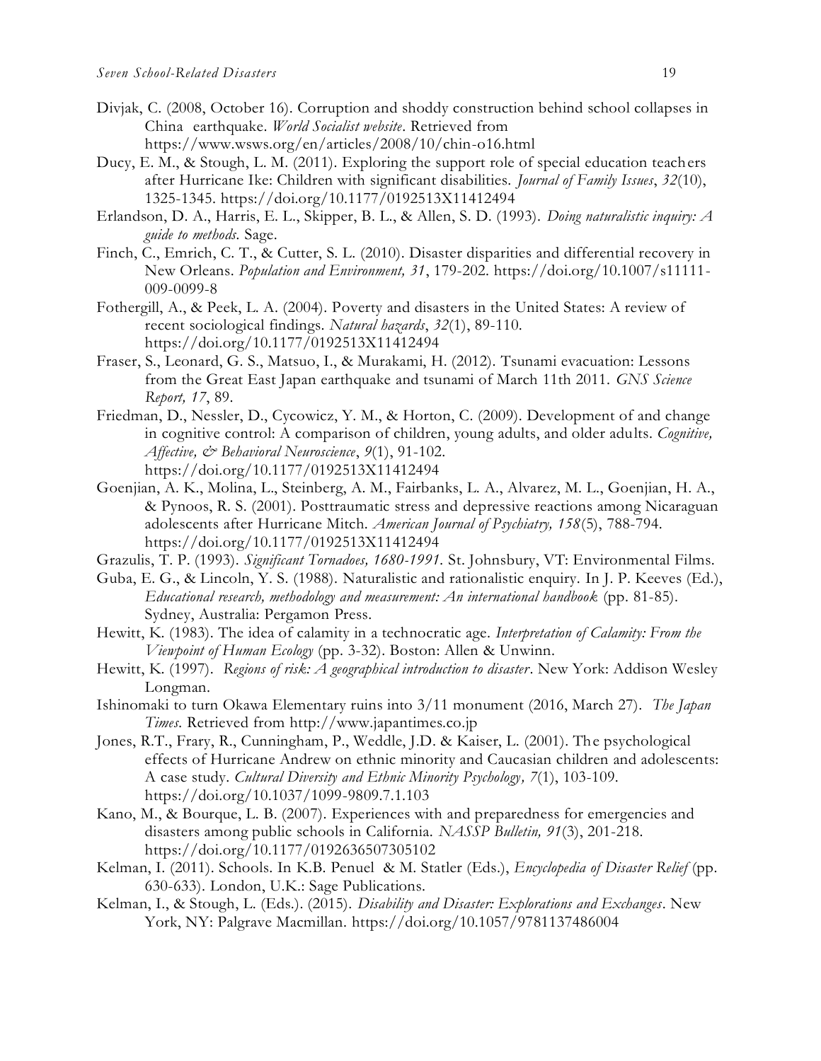Divjak, C. (2008, October 16). Corruption and shoddy construction behind school collapses in China earthquake. *World Socialist website*. Retrieved from https://www.wsws.org/en/articles/2008/10/chin-o16.html

Ducy, E. M., & Stough, L. M. (2011). Exploring the support role of special education teachers after Hurricane Ike: Children with significant disabilities. *Journal of Family Issues*, *32*(10), 1325-1345. https://doi.org/10.1177/0192513X11412494

Erlandson, D. A., Harris, E. L., Skipper, B. L., & Allen, S. D. (1993). *Doing naturalistic inquiry: A guide to methods.* Sage.

Finch, C., Emrich, C. T., & Cutter, S. L. (2010). Disaster disparities and differential recovery in New Orleans. *Population and Environment, 31*, 179-202. https://doi.org/10.1007/s11111-009-0099-8

Fothergill, A., & Peek, L. A. (2004). Poverty and disasters in the United States: A review of recent sociological findings. *Natural hazards*, *32*(1), 89-110. https://doi.org/10.1177/0192513X11412494

Fraser, S., Leonard, G. S., Matsuo, I., & Murakami, H. (2012). Tsunami evacuation: Lessons from the Great East Japan earthquake and tsunami of March 11th 2011. *GNS Science Report, 17*, 89.

Friedman, D., Nessler, D., Cycowicz, Y. M., & Horton, C. (2009). Development of and change in cognitive control: A comparison of children, young adults, and older adults. *Cognitive, Affective, & Behavioral Neuroscience*, *9*(1), 91-102. https://doi.org/10.1177/0192513X11412494

Goenjian, A. K., Molina, L., Steinberg, A. M., Fairbanks, L. A., Alvarez, M. L., Goenjian, H. A., & Pynoos, R. S. (2001). Posttraumatic stress and depressive reactions among Nicaraguan adolescents after Hurricane Mitch. *American Journal of Psychiatry, 158*(5), 788-794. https://doi.org/10.1177/0192513X11412494

Grazulis, T. P. (1993). *Significant Tornadoes, 1680-1991.* St. Johnsbury, VT: Environmental Films.

Guba, E. G., & Lincoln, Y. S. (1988). Naturalistic and rationalistic enquiry. In J. P. Keeves (Ed.), *Educational research, methodology and measurement: An international handbook* (pp. 81-85). Sydney, Australia: Pergamon Press.

Hewitt, K. (1983). The idea of calamity in a technocratic age. *Interpretation of Calamity: From the Viewpoint of Human Ecology* (pp. 3-32). Boston: Allen & Unwinn.

Hewitt, K. (1997). *Regions of risk: A geographical introduction to disaster*. New York: Addison Wesley Longman.

Ishinomaki to turn Okawa Elementary ruins into 3/11 monument (2016, March 27). *The Japan Times*. Retrieved from http://www.japantimes.co.jp

Jones, R.T., Frary, R., Cunningham, P., Weddle, J.D. & Kaiser, L. (2001). The psychological effects of Hurricane Andrew on ethnic minority and Caucasian children and adolescents: A case study. *Cultural Diversity and Ethnic Minority Psychology, 7*(1), 103-109. https://doi.org/10.1037/1099-9809.7.1.103

Kano, M., & Bourque, L. B. (2007). Experiences with and preparedness for emergencies and disasters among public schools in California. *NASSP Bulletin, 91*(3), 201-218. https://doi.org/10.1177/0192636507305102

Kelman, I. (2011). Schools. In K.B. Penuel & M. Statler (Eds.), *Encyclopedia of Disaster Relief* (pp. 630-633). London, U.K.: Sage Publications.

Kelman, I., & Stough, L. (Eds.). (2015). *Disability and Disaster: Explorations and Exchanges*. New York, NY: Palgrave Macmillan. https://doi.org/10.1057/9781137486004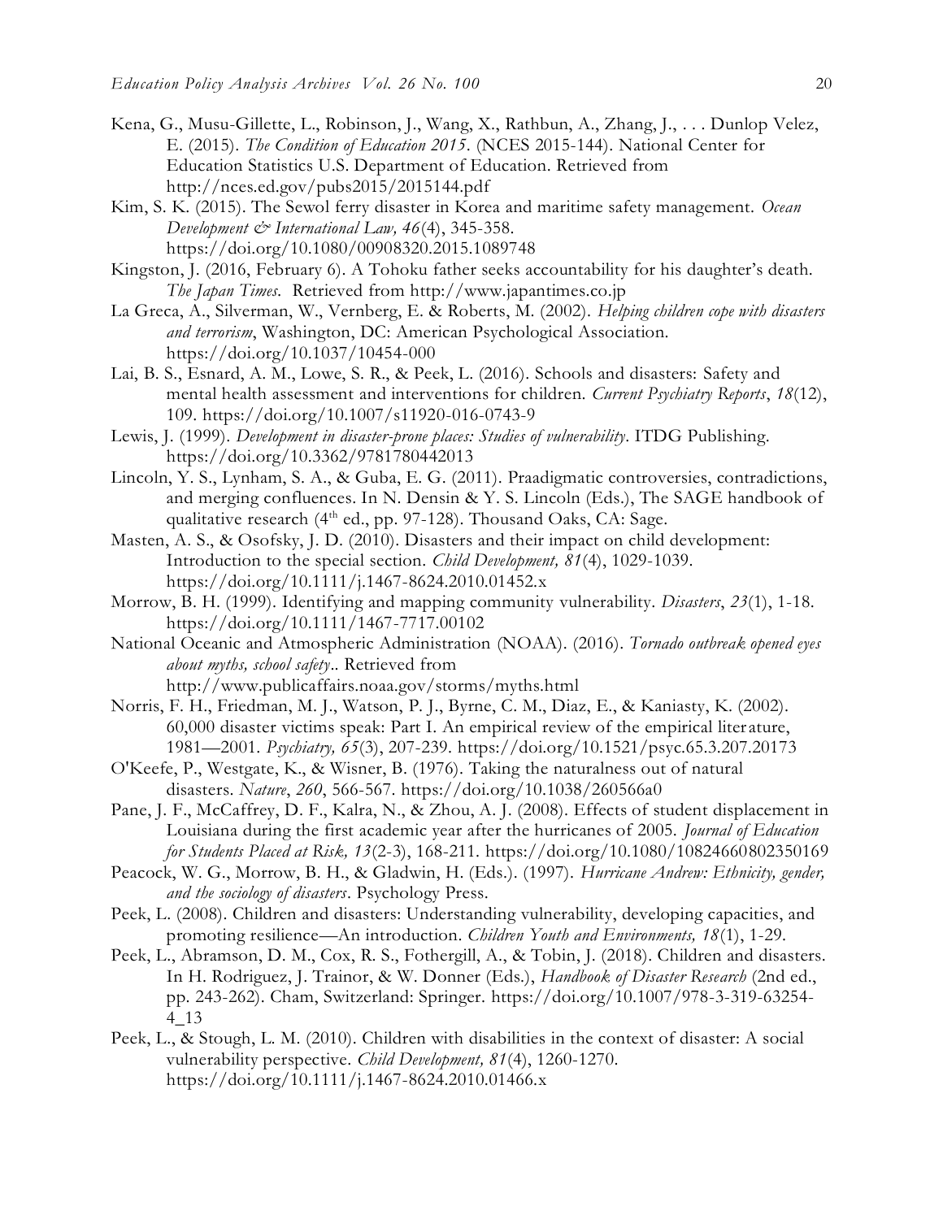Kena, G., Musu-Gillette, L., Robinson, J., Wang, X., Rathbun, A., Zhang, J., . . . Dunlop Velez, E. (2015). *The Condition of Education 2015*. (NCES 2015-144). National Center for Education Statistics U.S. Department of Education. Retrieved from http://nces.ed.gov/pubs2015/2015144.pdf

Kim, S. K. (2015). The Sewol ferry disaster in Korea and maritime safety management. *Ocean Development & International Law, 46*(4), 345-358. https://doi.org/10.1080/00908320.2015.1089748

Kingston, J. (2016, February 6). A Tohoku father seeks accountability for his daughter's death. *The Japan Times.* Retrieved from http://www.japantimes.co.jp

La Greca, A., Silverman, W., Vernberg, E. & Roberts, M. (2002). *Helping children cope with disasters and terrorism*, Washington, DC: American Psychological Association. https://doi.org/10.1037/10454-000

Lai, B. S., Esnard, A. M., Lowe, S. R., & Peek, L. (2016). Schools and disasters: Safety and mental health assessment and interventions for children. *Current Psychiatry Reports*, *18*(12), 109. https://doi.org/10.1007/s11920-016-0743-9

Lewis, J. (1999). *Development in disaster-prone places: Studies of vulnerability*. ITDG Publishing. https://doi.org/10.3362/9781780442013

Lincoln, Y. S., Lynham, S. A., & Guba, E. G. (2011). Praadigmatic controversies, contradictions, and merging confluences. In N. Densin & Y. S. Lincoln (Eds.), The SAGE handbook of qualitative research (4th ed., pp. 97-128). Thousand Oaks, CA: Sage.

Masten, A. S., & Osofsky, J. D. (2010). Disasters and their impact on child development: Introduction to the special section. *Child Development, 81*(4), 1029-1039. https://doi.org/10.1111/j.1467-8624.2010.01452.x

Morrow, B. H. (1999). Identifying and mapping community vulnerability. *Disasters*, *23*(1), 1-18. https://doi.org/10.1111/1467-7717.00102

National Oceanic and Atmospheric Administration (NOAA). (2016). *Tornado outbreak opened eyes about myths, school safety*.. Retrieved from http://www.publicaffairs.noaa.gov/storms/myths.html

Norris, F. H., Friedman, M. J., Watson, P. J., Byrne, C. M., Diaz, E., & Kaniasty, K. (2002). 60,000 disaster victims speak: Part I. An empirical review of the empirical literature, 1981—2001. *Psychiatry, 65*(3), 207-239. https://doi.org/10.1521/psyc.65.3.207.20173

O'Keefe, P., Westgate, K., & Wisner, B. (1976). Taking the naturalness out of natural disasters. *Nature*, *260*, 566-567. https://doi.org/10.1038/260566a0

Pane, J. F., McCaffrey, D. F., Kalra, N., & Zhou, A. J. (2008). Effects of student displacement in Louisiana during the first academic year after the hurricanes of 2005. *Journal of Education for Students Placed at Risk, 13*(2-3), 168-211. https://doi.org/10.1080/10824660802350169

Peacock, W. G., Morrow, B. H., & Gladwin, H. (Eds.). (1997). *Hurricane Andrew: Ethnicity, gender, and the sociology of disasters*. Psychology Press.

Peek, L. (2008). Children and disasters: Understanding vulnerability, developing capacities, and promoting resilience—An introduction. *Children Youth and Environments, 18*(1), 1-29.

Peek, L., Abramson, D. M., Cox, R. S., Fothergill, A., & Tobin, J. (2018). Children and disasters. In H. Rodriguez, J. Trainor, & W. Donner (Eds.), *Handbook of Disaster Research* (2nd ed., pp. 243-262). Cham, Switzerland: Springer. https://doi.org/10.1007/978-3-319-63254-4_13

Peek, L., & Stough, L. M. (2010). Children with disabilities in the context of disaster: A social vulnerability perspective. *Child Development, 81*(4), 1260-1270. https://doi.org/10.1111/j.1467-8624.2010.01466.x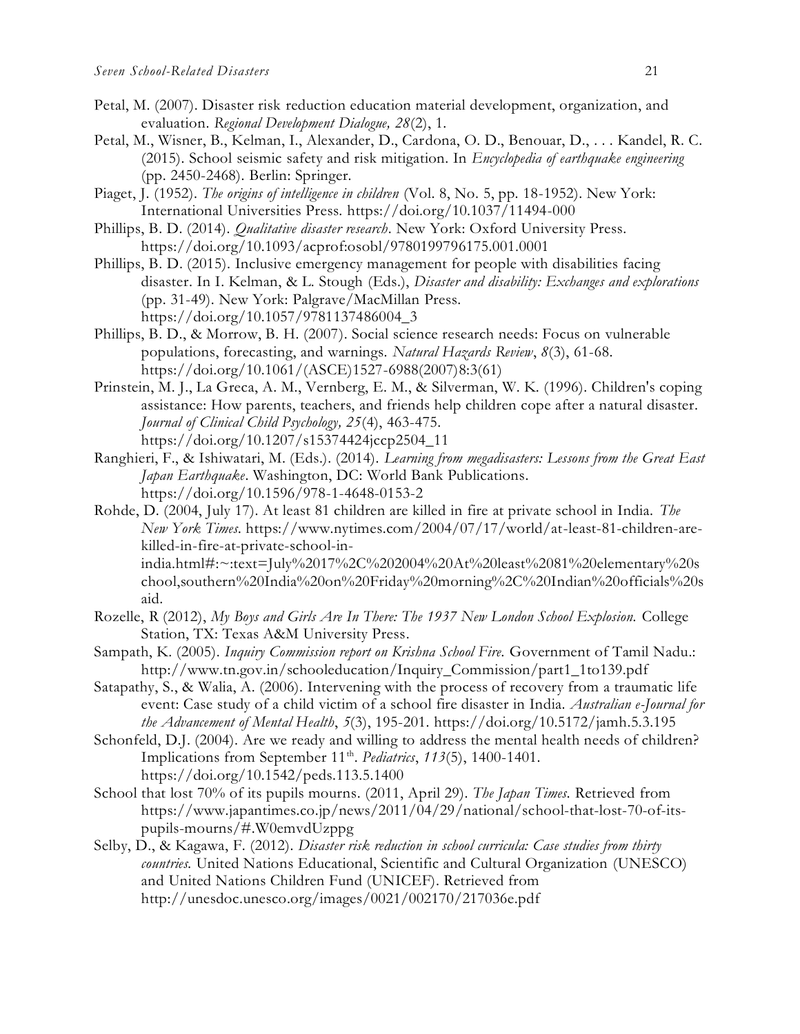Petal, M. (2007). Disaster risk reduction education material development, organization, and evaluation. *Regional Development Dialogue, 28*(2), 1.

Petal, M., Wisner, B., Kelman, I., Alexander, D., Cardona, O. D., Benouar, D., . . . Kandel, R. C. (2015). School seismic safety and risk mitigation. In *Encyclopedia of earthquake engineering* (pp. 2450-2468). Berlin: Springer.

Piaget, J. (1952). *The origins of intelligence in children* (Vol. 8, No. 5, pp. 18-1952). New York: International Universities Press. https://doi.org/10.1037/11494-000

Phillips, B. D. (2014). *Qualitative disaster research*. New York: Oxford University Press. https://doi.org/10.1093/acprof:osobl/9780199796175.001.0001

Phillips, B. D. (2015). Inclusive emergency management for people with disabilities facing disaster. In I. Kelman, & L. Stough (Eds.), *Disaster and disability: Exchanges and explorations* (pp. 31-49). New York: Palgrave/MacMillan Press. https://doi.org/10.1057/9781137486004_3

Phillips, B. D., & Morrow, B. H. (2007). Social science research needs: Focus on vulnerable populations, forecasting, and warnings. *Natural Hazards Review*, *8*(3), 61-68. https://doi.org/10.1061/(ASCE)1527-6988(2007)8:3(61)

Prinstein, M. J., La Greca, A. M., Vernberg, E. M., & Silverman, W. K. (1996). Children's coping assistance: How parents, teachers, and friends help children cope after a natural disaster. *Journal of Clinical Child Psychology, 25*(4), 463-475. https://doi.org/10.1207/s15374424jccp2504_11

Ranghieri, F., & Ishiwatari, M. (Eds.). (2014). *Learning from megadisasters: Lessons from the Great East Japan Earthquake*. Washington, DC: World Bank Publications. https://doi.org/10.1596/978-1-4648-0153-2

Rohde, D. (2004, July 17). At least 81 children are killed in fire at private school in India. *The New York Times*. https://www.nytimes.com/2004/07/17/world/at-least-81-children-are-killed-in-fire-at-private-school-in-india.html#:~:text=July%2017%2C%202004%20At%20least%2081%20elementary%20school,southern%20India%20on%20Friday%20morning%2C%20Indian%20officials%20said.

Rozelle, R (2012), *My Boys and Girls Are In There: The 1937 New London School Explosion.* College Station, TX: Texas A&M University Press.

Sampath, K. (2005). *Inquiry Commission report on Krishna School Fire.* Government of Tamil Nadu.: http://www.tn.gov.in/schooleducation/Inquiry_Commission/part1_1to139.pdf

Satapathy, S., & Walia, A. (2006). Intervening with the process of recovery from a traumatic life event: Case study of a child victim of a school fire disaster in India. *Australian e-Journal for the Advancement of Mental Health*, *5*(3), 195-201. https://doi.org/10.5172/jamh.5.3.195

Schonfeld, D.J. (2004). Are we ready and willing to address the mental health needs of children? Implications from September 11th. *Pediatrics*, *113*(5), 1400-1401. https://doi.org/10.1542/peds.113.5.1400

School that lost 70% of its pupils mourns. (2011, April 29). *The Japan Times.* Retrieved from https://www.japantimes.co.jp/news/2011/04/29/national/school-that-lost-70-of-its-pupils-mourns/#.W0emvdUzppg

Selby, D., & Kagawa, F. (2012). *Disaster risk reduction in school curricula: Case studies from thirty countries.* United Nations Educational, Scientific and Cultural Organization (UNESCO) and United Nations Children Fund (UNICEF). Retrieved from http://unesdoc.unesco.org/images/0021/002170/217036e.pdf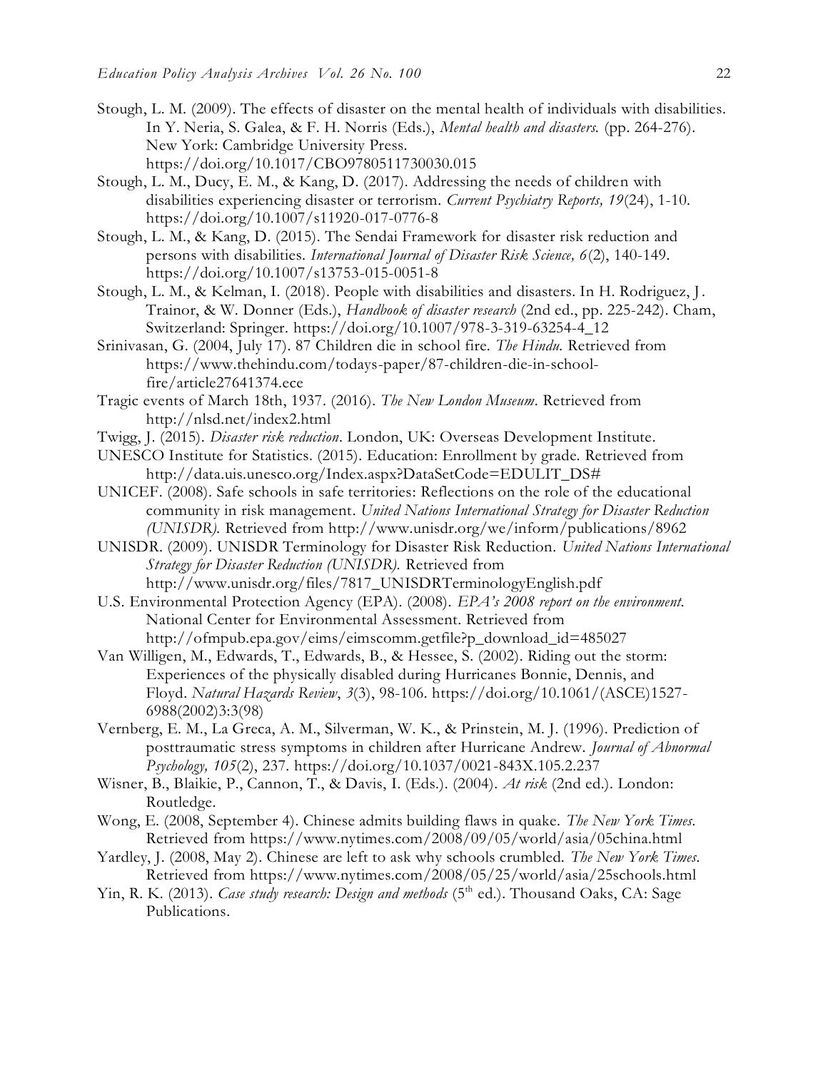Stough, L. M. (2009). The effects of disaster on the mental health of individuals with disabilities. In Y. Neria, S. Galea, & F. H. Norris (Eds.), *Mental health and disasters.* (pp. 264-276). New York: Cambridge University Press. https://doi.org/10.1017/CBO9780511730030.015

Stough, L. M., Ducy, E. M., & Kang, D. (2017). Addressing the needs of children with disabilities experiencing disaster or terrorism. *Current Psychiatry Reports, 19*(24), 1-10. https://doi.org/10.1007/s11920-017-0776-8

Stough, L. M., & Kang, D. (2015). The Sendai Framework for disaster risk reduction and persons with disabilities. *International Journal of Disaster Risk Science, 6*(2), 140-149. https://doi.org/10.1007/s13753-015-0051-8

Stough, L. M., & Kelman, I. (2018). People with disabilities and disasters. In H. Rodriguez, J. Trainor, & W. Donner (Eds.), *Handbook of disaster research* (2nd ed., pp. 225-242). Cham, Switzerland: Springer. https://doi.org/10.1007/978-3-319-63254-4_12

Srinivasan, G. (2004, July 17). 87 Children die in school fire. *The Hindu.* Retrieved from https://www.thehindu.com/todays-paper/87-children-die-in-school-fire/article27641374.ece

Tragic events of March 18th, 1937. (2016). *The New London Museum*. Retrieved from http://nlsd.net/index2.html

Twigg, J. (2015). *Disaster risk reduction*. London, UK: Overseas Development Institute.

UNESCO Institute for Statistics. (2015). Education: Enrollment by grade. Retrieved from http://data.uis.unesco.org/Index.aspx?DataSetCode=EDULIT_DS#

UNICEF. (2008). Safe schools in safe territories: Reflections on the role of the educational community in risk management. *United Nations International Strategy for Disaster Reduction (UNISDR).* Retrieved from http://www.unisdr.org/we/inform/publications/8962

UNISDR. (2009). UNISDR Terminology for Disaster Risk Reduction. *United Nations International Strategy for Disaster Reduction (UNISDR).* Retrieved from http://www.unisdr.org/files/7817_UNISDRTerminologyEnglish.pdf

U.S. Environmental Protection Agency (EPA). (2008). *EPA's 2008 report on the environment.* National Center for Environmental Assessment. Retrieved from http://ofmpub.epa.gov/eims/eimscomm.getfile?p_download_id=485027

Van Willigen, M., Edwards, T., Edwards, B., & Hessee, S. (2002). Riding out the storm: Experiences of the physically disabled during Hurricanes Bonnie, Dennis, and Floyd. *Natural Hazards Review*, *3*(3), 98-106. https://doi.org/10.1061/(ASCE)1527-6988(2002)3:3(98)

Vernberg, E. M., La Greca, A. M., Silverman, W. K., & Prinstein, M. J. (1996). Prediction of posttraumatic stress symptoms in children after Hurricane Andrew. *Journal of Abnormal Psychology, 105*(2), 237. https://doi.org/10.1037/0021-843X.105.2.237

Wisner, B., Blaikie, P., Cannon, T., & Davis, I. (Eds.). (2004). *At risk* (2nd ed.). London: Routledge.

Wong, E. (2008, September 4). Chinese admits building flaws in quake. *The New York Times.* Retrieved from https://www.nytimes.com/2008/09/05/world/asia/05china.html

Yardley, J. (2008, May 2). Chinese are left to ask why schools crumbled. *The New York Times.* Retrieved from https://www.nytimes.com/2008/05/25/world/asia/25schools.html

Yin, R. K. (2013). *Case study research: Design and methods* (5th ed.). Thousand Oaks, CA: Sage Publications.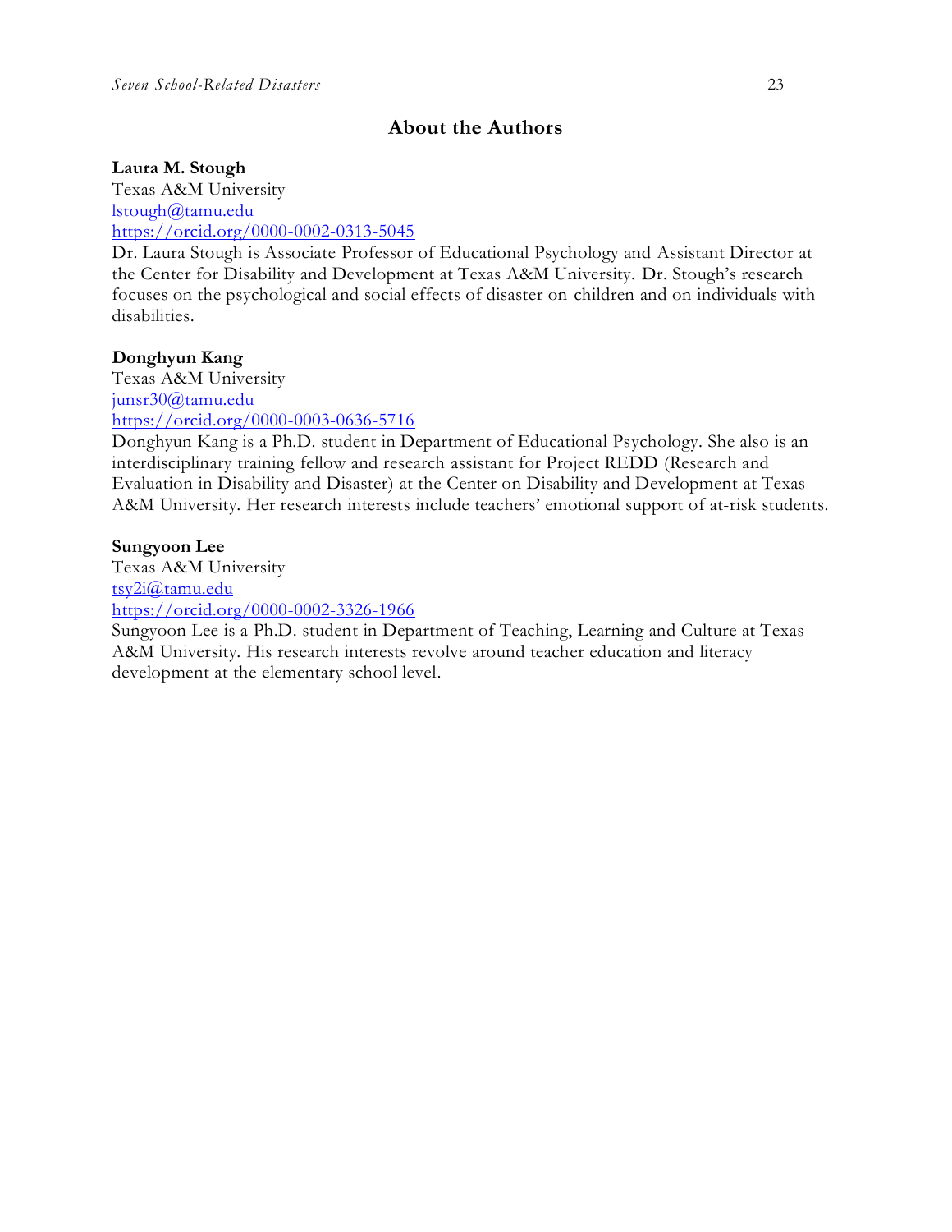## About the Authors

**Laura M. Stough**
Texas A&M University
lstough@tamu.edu
https://orcid.org/0000-0002-0313-5045
Dr. Laura Stough is Associate Professor of Educational Psychology and Assistant Director at the Center for Disability and Development at Texas A&M University. Dr. Stough's research focuses on the psychological and social effects of disaster on children and on individuals with disabilities.

**Donghyun Kang**
Texas A&M University
junsr30@tamu.edu
https://orcid.org/0000-0003-0636-5716
Donghyun Kang is a Ph.D. student in Department of Educational Psychology. She also is an interdisciplinary training fellow and research assistant for Project REDD (Research and Evaluation in Disability and Disaster) at the Center on Disability and Development at Texas A&M University. Her research interests include teachers' emotional support of at-risk students.

**Sungyoon Lee**
Texas A&M University
tsy2i@tamu.edu
https://orcid.org/0000-0002-3326-1966
Sungyoon Lee is a Ph.D. student in Department of Teaching, Learning and Culture at Texas A&M University. His research interests revolve around teacher education and literacy development at the elementary school level.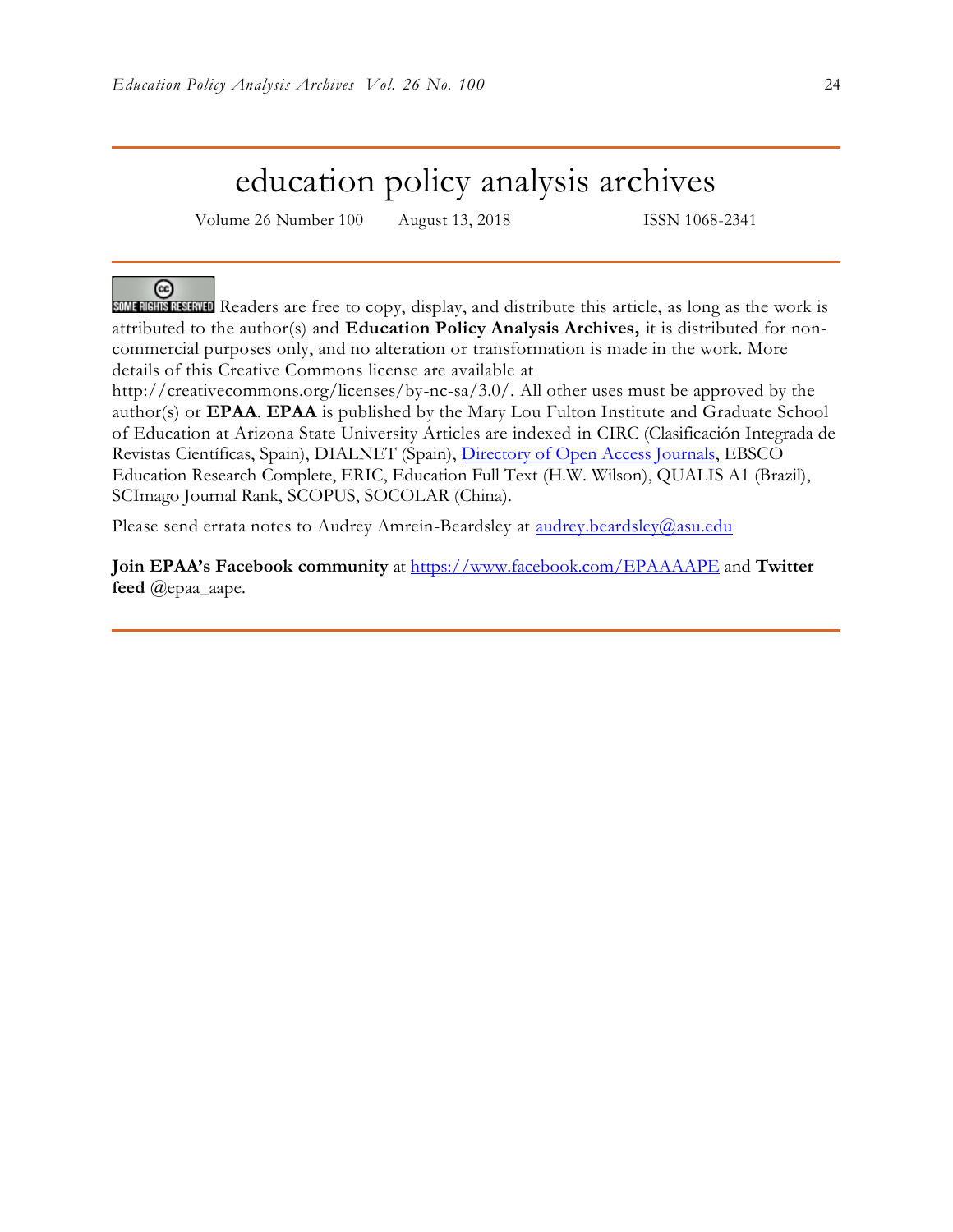# education policy analysis archives

Volume 26 Number 100 August 13, 2018 ISSN 1068-2341

SOME RIGHTS RESERVED Readers are free to copy, display, and distribute this article, as long as the work is attributed to the author(s) and **Education Policy Analysis Archives,** it is distributed for non-commercial purposes only, and no alteration or transformation is made in the work. More details of this Creative Commons license are available at http://creativecommons.org/licenses/by-nc-sa/3.0/. All other uses must be approved by the author(s) or **EPAA**. **EPAA** is published by the Mary Lou Fulton Institute and Graduate School of Education at Arizona State University Articles are indexed in CIRC (Clasificación Integrada de Revistas Científicas, Spain), DIALNET (Spain), Directory of Open Access Journals, EBSCO Education Research Complete, ERIC, Education Full Text (H.W. Wilson), QUALIS A1 (Brazil), SCImago Journal Rank, SCOPUS, SOCOLAR (China).

Please send errata notes to Audrey Amrein-Beardsley at audrey.beardsley@asu.edu

**Join EPAA's Facebook community** at https://www.facebook.com/EPAAAAPE and **Twitter feed** @epaa_aape.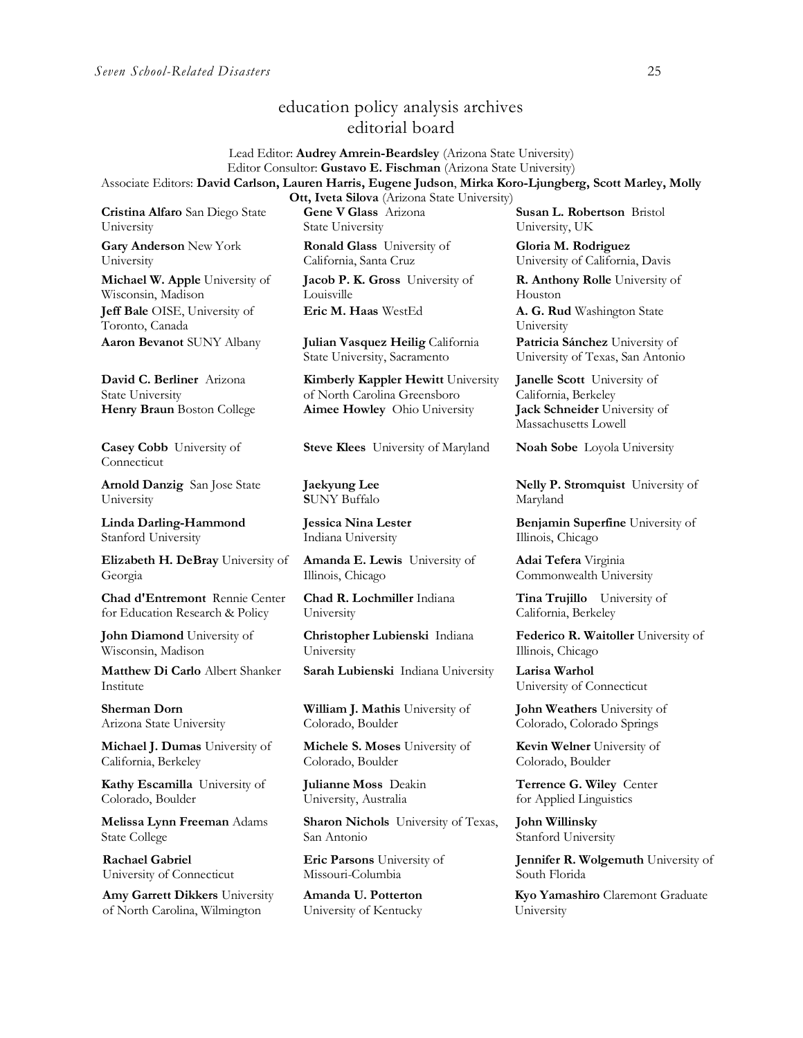# education policy analysis archives
## editorial board

Lead Editor: **Audrey Amrein-Beardsley** (Arizona State University)
Editor Consultor: **Gustavo E. Fischman** (Arizona State University)
Associate Editors: **David Carlson, Lauren Harris, Eugene Judson**, **Mirka Koro-Ljungberg, Scott Marley, Molly Ott, Iveta Silova** (Arizona State University)

**Cristina Alfaro** San Diego State University

**Gary Anderson** New York University

**Michael W. Apple** University of Wisconsin, Madison

**Jeff Bale** OISE, University of Toronto, Canada

**Aaron Bevanot** SUNY Albany

**David C. Berliner** Arizona State University

**Henry Braun** Boston College

**Casey Cobb** University of Connecticut

**Arnold Danzig** San Jose State University

**Linda Darling-Hammond** Stanford University

**Elizabeth H. DeBray** University of Georgia

**Chad d'Entremont** Rennie Center for Education Research & Policy

**John Diamond** University of Wisconsin, Madison

**Matthew Di Carlo** Albert Shanker Institute

**Sherman Dorn** Arizona State University

**Michael J. Dumas** University of California, Berkeley

**Kathy Escamilla** University of Colorado, Boulder

**Melissa Lynn Freeman** Adams State College

**Rachael Gabriel** University of Connecticut

**Amy Garrett Dikkers** University of North Carolina, Wilmington

**Gene V Glass** Arizona State University

**Ronald Glass** University of California, Santa Cruz

**Jacob P. K. Gross** University of Louisville

**Eric M. Haas** WestEd

**Julian Vasquez Heilig** California State University, Sacramento

**Kimberly Kappler Hewitt** University of North Carolina Greensboro

**Aimee Howley** Ohio University

**Steve Klees** University of Maryland

**Jaekyung Lee** SUNY Buffalo

**Jessica Nina Lester** Indiana University

**Amanda E. Lewis** University of Illinois, Chicago

**Chad R. Lochmiller** Indiana University

**Christopher Lubienski** Indiana University

**Sarah Lubienski** Indiana University

**William J. Mathis** University of Colorado, Boulder

**Michele S. Moses** University of Colorado, Boulder

**Julianne Moss** Deakin University, Australia

**Sharon Nichols** University of Texas, San Antonio

**Eric Parsons** University of Missouri-Columbia

**Amanda U. Potterton** University of Kentucky

**Susan L. Robertson** Bristol University, UK

**Gloria M. Rodriguez** University of California, Davis

**R. Anthony Rolle** University of Houston

**A. G. Rud** Washington State University

**Patricia Sánchez** University of University of Texas, San Antonio

**Janelle Scott** University of California, Berkeley

**Jack Schneider** University of Massachusetts Lowell

**Noah Sobe** Loyola University

**Nelly P. Stromquist** University of Maryland

**Benjamin Superfine** University of Illinois, Chicago

**Adai Tefera** Virginia Commonwealth University

**Tina Trujillo** University of California, Berkeley

**Federico R. Waitoller** University of Illinois, Chicago

**Larisa Warhol** University of Connecticut

**John Weathers** University of Colorado, Colorado Springs

**Kevin Welner** University of Colorado, Boulder

**Terrence G. Wiley** Center for Applied Linguistics

**John Willinsky** Stanford University

**Jennifer R. Wolgemuth** University of South Florida

**Kyo Yamashiro** Claremont Graduate University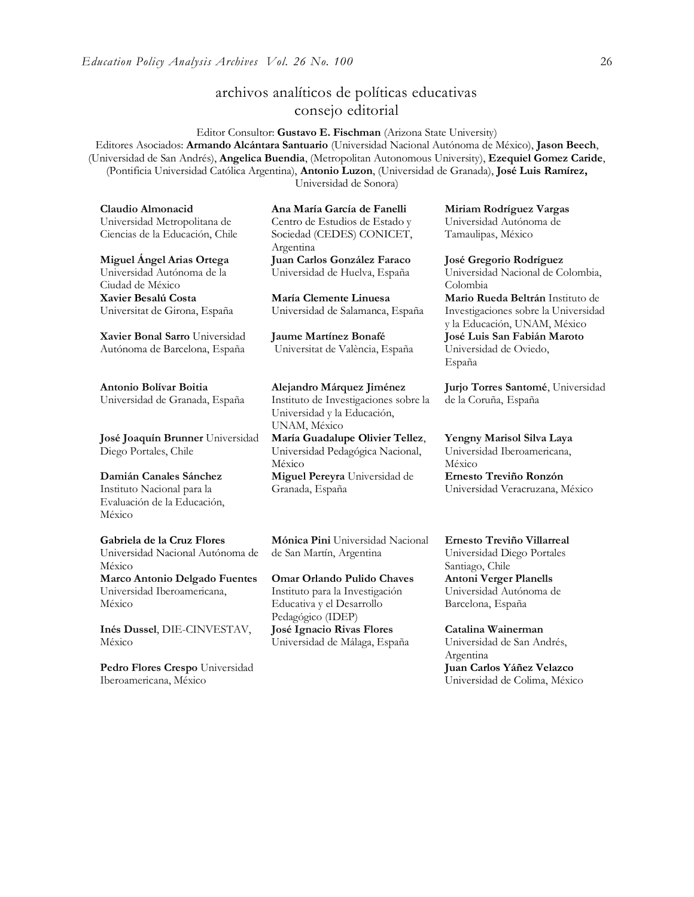## archivos analíticos de políticas educativas consejo editorial

Editor Consultor: **Gustavo E. Fischman** (Arizona State University)
Editores Asociados: **Armando Alcántara Santuario** (Universidad Nacional Autónoma de México), **Jason Beech**, (Universidad de San Andrés), **Angelica Buendia**, (Metropolitan Autonomous University), **Ezequiel Gomez Caride**, (Pontificia Universidad Católica Argentina), **Antonio Luzon**, (Universidad de Granada), **José Luis Ramírez,** Universidad de Sonora)

**Claudio Almonacid**
Universidad Metropolitana de Ciencias de la Educación, Chile

**Miguel Ángel Arias Ortega**
Universidad Autónoma de la Ciudad de México

**Xavier Besalú Costa**
Universitat de Girona, España

**Xavier Bonal Sarro** Universidad Autónoma de Barcelona, España

**Antonio Bolívar Boitia**
Universidad de Granada, España

**José Joaquín Brunner** Universidad Diego Portales, Chile

**Damián Canales Sánchez**
Instituto Nacional para la Evaluación de la Educación, México

**Gabriela de la Cruz Flores**
Universidad Nacional Autónoma de México

**Marco Antonio Delgado Fuentes**
Universidad Iberoamericana, México

**Inés Dussel**, DIE-CINVESTAV, México

**Pedro Flores Crespo** Universidad Iberoamericana, México

**Ana María García de Fanelli**
Centro de Estudios de Estado y Sociedad (CEDES) CONICET, Argentina

**Juan Carlos González Faraco**
Universidad de Huelva, España

**María Clemente Linuesa**
Universidad de Salamanca, España

**Jaume Martínez Bonafé**
Universitat de València, España

**Alejandro Márquez Jiménez**
Instituto de Investigaciones sobre la Universidad y la Educación, UNAM, México

**María Guadalupe Olivier Tellez**, Universidad Pedagógica Nacional, México

**Miguel Pereyra** Universidad de Granada, España

**Mónica Pini** Universidad Nacional de San Martín, Argentina

**Omar Orlando Pulido Chaves**
Instituto para la Investigación Educativa y el Desarrollo Pedagógico (IDEP)

**José Ignacio Rivas Flores**
Universidad de Málaga, España

**Miriam Rodríguez Vargas**
Universidad Autónoma de Tamaulipas, México

**José Gregorio Rodríguez**
Universidad Nacional de Colombia, Colombia

**Mario Rueda Beltrán** Instituto de Investigaciones sobre la Universidad y la Educación, UNAM, México

**José Luis San Fabián Maroto**
Universidad de Oviedo, España

**Jurjo Torres Santomé**, Universidad de la Coruña, España

**Yengny Marisol Silva Laya**
Universidad Iberoamericana, México

**Ernesto Treviño Ronzón**
Universidad Veracruzana, México

**Ernesto Treviño Villarreal**
Universidad Diego Portales Santiago, Chile

**Antoni Verger Planells**
Universidad Autónoma de Barcelona, España

**Catalina Wainerman**
Universidad de San Andrés, Argentina

**Juan Carlos Yáñez Velazco**
Universidad de Colima, México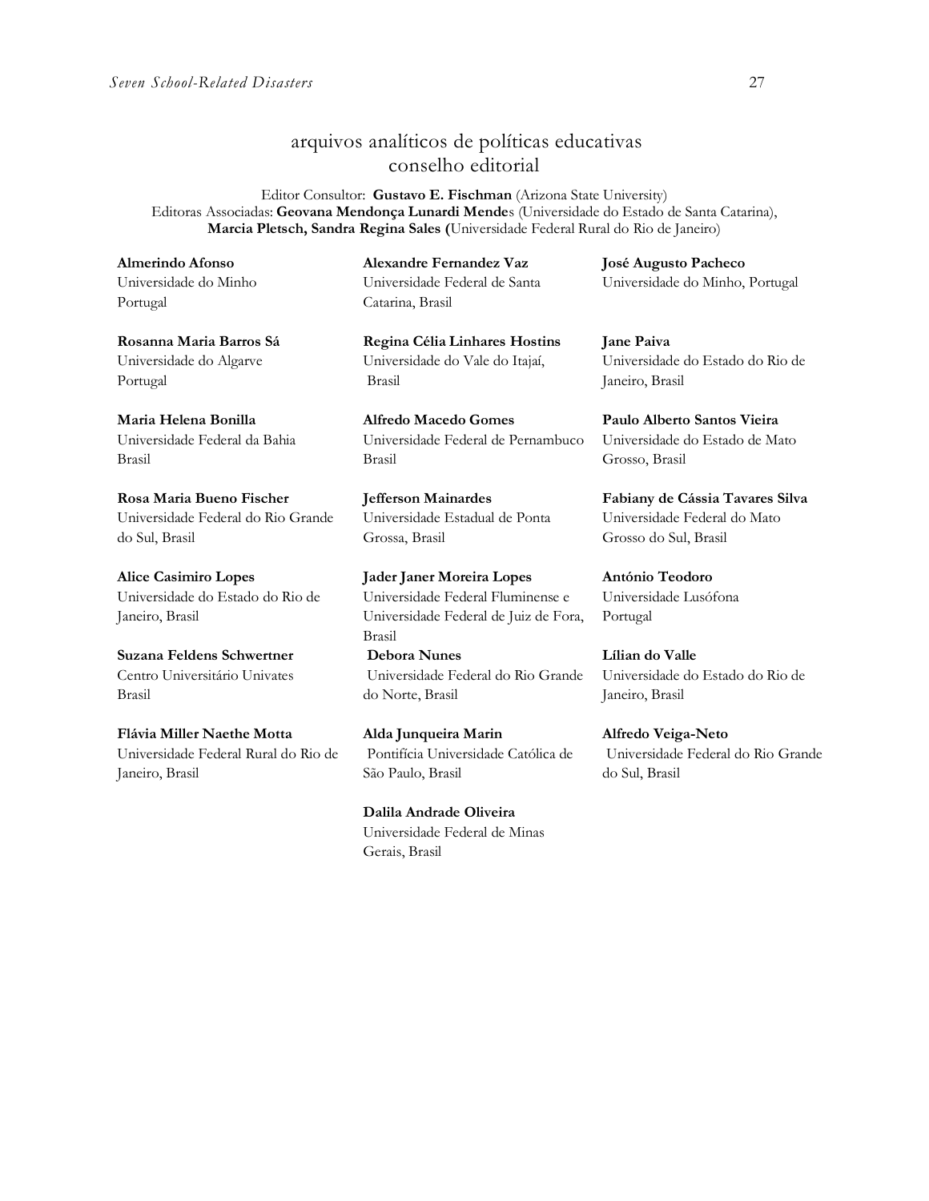# arquivos analíticos de políticas educativas conselho editorial

Editor Consultor: **Gustavo E. Fischman** (Arizona State University)
Editoras Associadas: **Geovana Mendonça Lunardi Mende**s (Universidade do Estado de Santa Catarina), **Marcia Pletsch, Sandra Regina Sales (**Universidade Federal Rural do Rio de Janeiro)

**Almerindo Afonso**
Universidade do Minho
Portugal

**Rosanna Maria Barros Sá**
Universidade do Algarve
Portugal

**Maria Helena Bonilla**
Universidade Federal da Bahia
Brasil

**Rosa Maria Bueno Fischer**
Universidade Federal do Rio Grande do Sul, Brasil

**Alice Casimiro Lopes**
Universidade do Estado do Rio de Janeiro, Brasil

**Suzana Feldens Schwertner**
Centro Universitário Univates
Brasil

**Flávia Miller Naethe Motta**
Universidade Federal Rural do Rio de Janeiro, Brasil

**Alexandre Fernandez Vaz**
Universidade Federal de Santa Catarina, Brasil

**Regina Célia Linhares Hostins**
Universidade do Vale do Itajaí, Brasil

**Alfredo Macedo Gomes**
Universidade Federal de Pernambuco
Brasil

**Jefferson Mainardes**
Universidade Estadual de Ponta Grossa, Brasil

**Jader Janer Moreira Lopes**
Universidade Federal Fluminense e Universidade Federal de Juiz de Fora, Brasil

**Debora Nunes**
Universidade Federal do Rio Grande do Norte, Brasil

**Alda Junqueira Marin**
Pontifícia Universidade Católica de São Paulo, Brasil

**Dalila Andrade Oliveira**
Universidade Federal de Minas Gerais, Brasil

**José Augusto Pacheco**
Universidade do Minho, Portugal

**Jane Paiva**
Universidade do Estado do Rio de Janeiro, Brasil

**Paulo Alberto Santos Vieira**
Universidade do Estado de Mato Grosso, Brasil

**Fabiany de Cássia Tavares Silva**
Universidade Federal do Mato Grosso do Sul, Brasil

**António Teodoro**
Universidade Lusófona
Portugal

**Lílian do Valle**
Universidade do Estado do Rio de Janeiro, Brasil

**Alfredo Veiga-Neto**
Universidade Federal do Rio Grande do Sul, Brasil